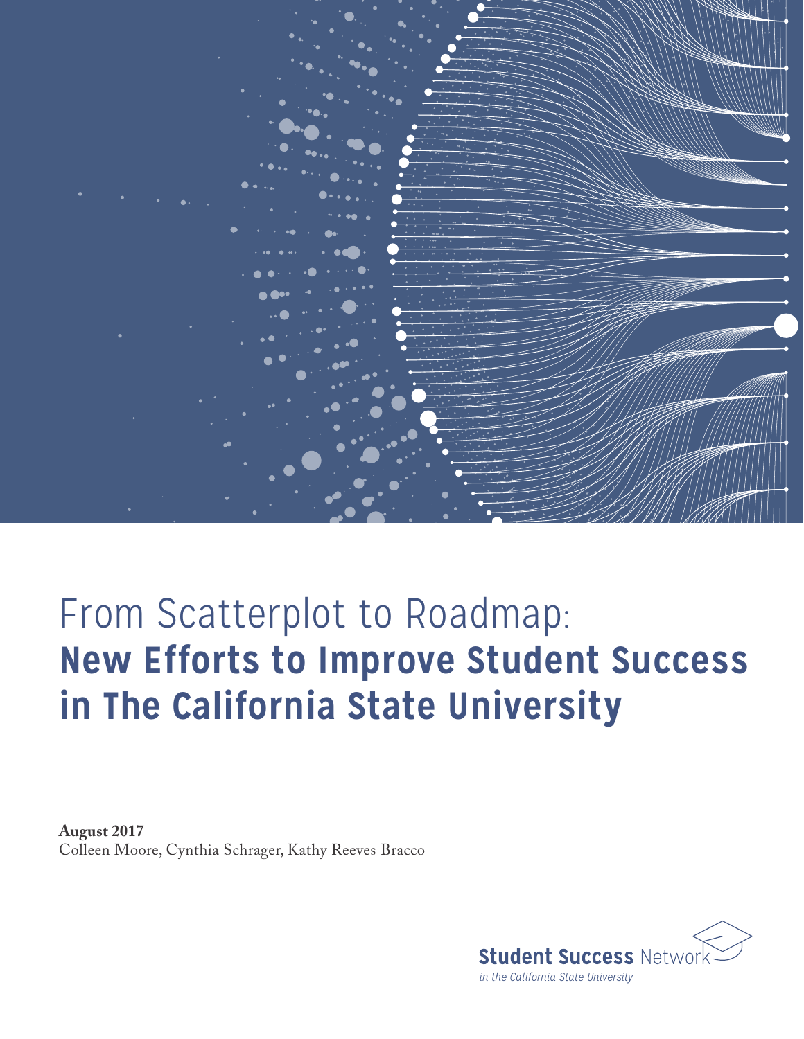# From Scatterplot to Roadmap: **New Efforts to Improve Student Success in The California State University**

**August 2017**
Colleen Moore, Cynthia Schrager, Kathy Reeves Bracco

**Student Success** Network
*in the California State University*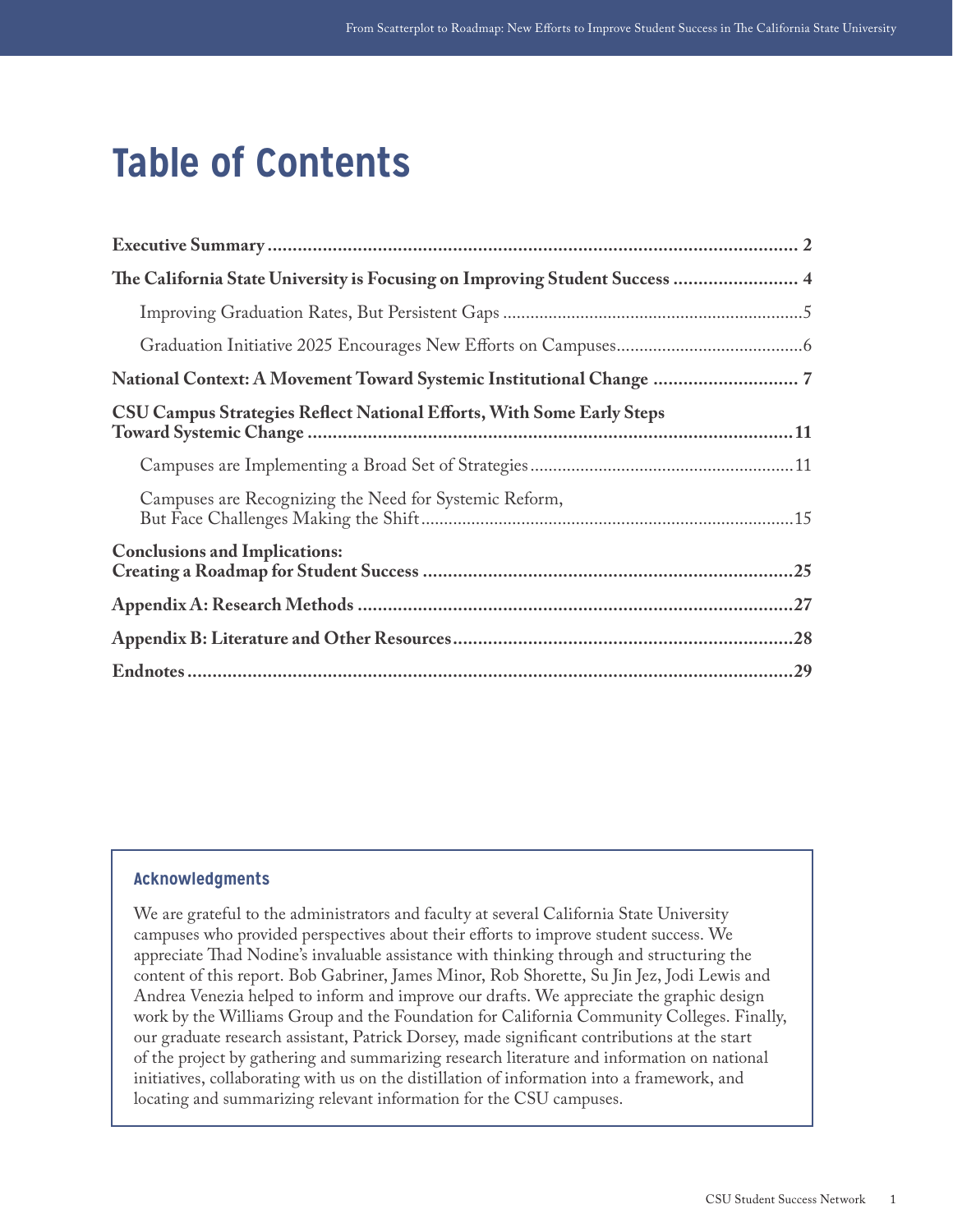# Table of Contents

**Executive Summary** ............ **2**

**The California State University is Focusing on Improving Student Success** ............ **4**

- Improving Graduation Rates, But Persistent Gaps ............ 5
- Graduation Initiative 2025 Encourages New Efforts on Campuses ............ 6

**National Context: A Movement Toward Systemic Institutional Change** ............ **7**

**CSU Campus Strategies Reflect National Efforts, With Some Early Steps Toward Systemic Change** ............ **11**

- Campuses are Implementing a Broad Set of Strategies ............ 11
- Campuses are Recognizing the Need for Systemic Reform, But Face Challenges Making the Shift ............ 15

**Conclusions and Implications: Creating a Roadmap for Student Success** ............ **25**

**Appendix A: Research Methods** ............ **27**

**Appendix B: Literature and Other Resources** ............ **28**

**Endnotes** ............ **29**

### Acknowledgments

We are grateful to the administrators and faculty at several California State University campuses who provided perspectives about their efforts to improve student success. We appreciate Thad Nodine's invaluable assistance with thinking through and structuring the content of this report. Bob Gabriner, James Minor, Rob Shorette, Su Jin Jez, Jodi Lewis and Andrea Venezia helped to inform and improve our drafts. We appreciate the graphic design work by the Williams Group and the Foundation for California Community Colleges. Finally, our graduate research assistant, Patrick Dorsey, made significant contributions at the start of the project by gathering and summarizing research literature and information on national initiatives, collaborating with us on the distillation of information into a framework, and locating and summarizing relevant information for the CSU campuses.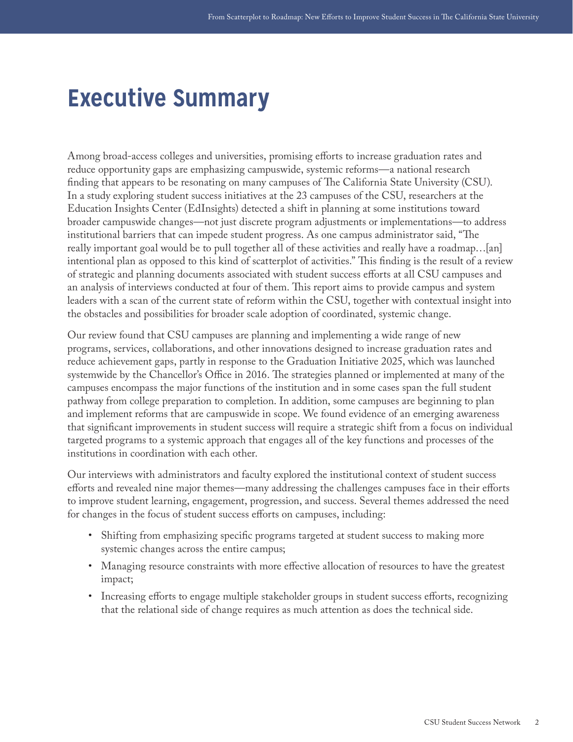# Executive Summary

Among broad-access colleges and universities, promising efforts to increase graduation rates and reduce opportunity gaps are emphasizing campuswide, systemic reforms—a national research finding that appears to be resonating on many campuses of The California State University (CSU). In a study exploring student success initiatives at the 23 campuses of the CSU, researchers at the Education Insights Center (EdInsights) detected a shift in planning at some institutions toward broader campuswide changes—not just discrete program adjustments or implementations—to address institutional barriers that can impede student progress. As one campus administrator said, "The really important goal would be to pull together all of these activities and really have a roadmap…[an] intentional plan as opposed to this kind of scatterplot of activities." This finding is the result of a review of strategic and planning documents associated with student success efforts at all CSU campuses and an analysis of interviews conducted at four of them. This report aims to provide campus and system leaders with a scan of the current state of reform within the CSU, together with contextual insight into the obstacles and possibilities for broader scale adoption of coordinated, systemic change.

Our review found that CSU campuses are planning and implementing a wide range of new programs, services, collaborations, and other innovations designed to increase graduation rates and reduce achievement gaps, partly in response to the Graduation Initiative 2025, which was launched systemwide by the Chancellor's Office in 2016. The strategies planned or implemented at many of the campuses encompass the major functions of the institution and in some cases span the full student pathway from college preparation to completion. In addition, some campuses are beginning to plan and implement reforms that are campuswide in scope. We found evidence of an emerging awareness that significant improvements in student success will require a strategic shift from a focus on individual targeted programs to a systemic approach that engages all of the key functions and processes of the institutions in coordination with each other.

Our interviews with administrators and faculty explored the institutional context of student success efforts and revealed nine major themes—many addressing the challenges campuses face in their efforts to improve student learning, engagement, progression, and success. Several themes addressed the need for changes in the focus of student success efforts on campuses, including:

- Shifting from emphasizing specific programs targeted at student success to making more systemic changes across the entire campus;
- Managing resource constraints with more effective allocation of resources to have the greatest impact;
- Increasing efforts to engage multiple stakeholder groups in student success efforts, recognizing that the relational side of change requires as much attention as does the technical side.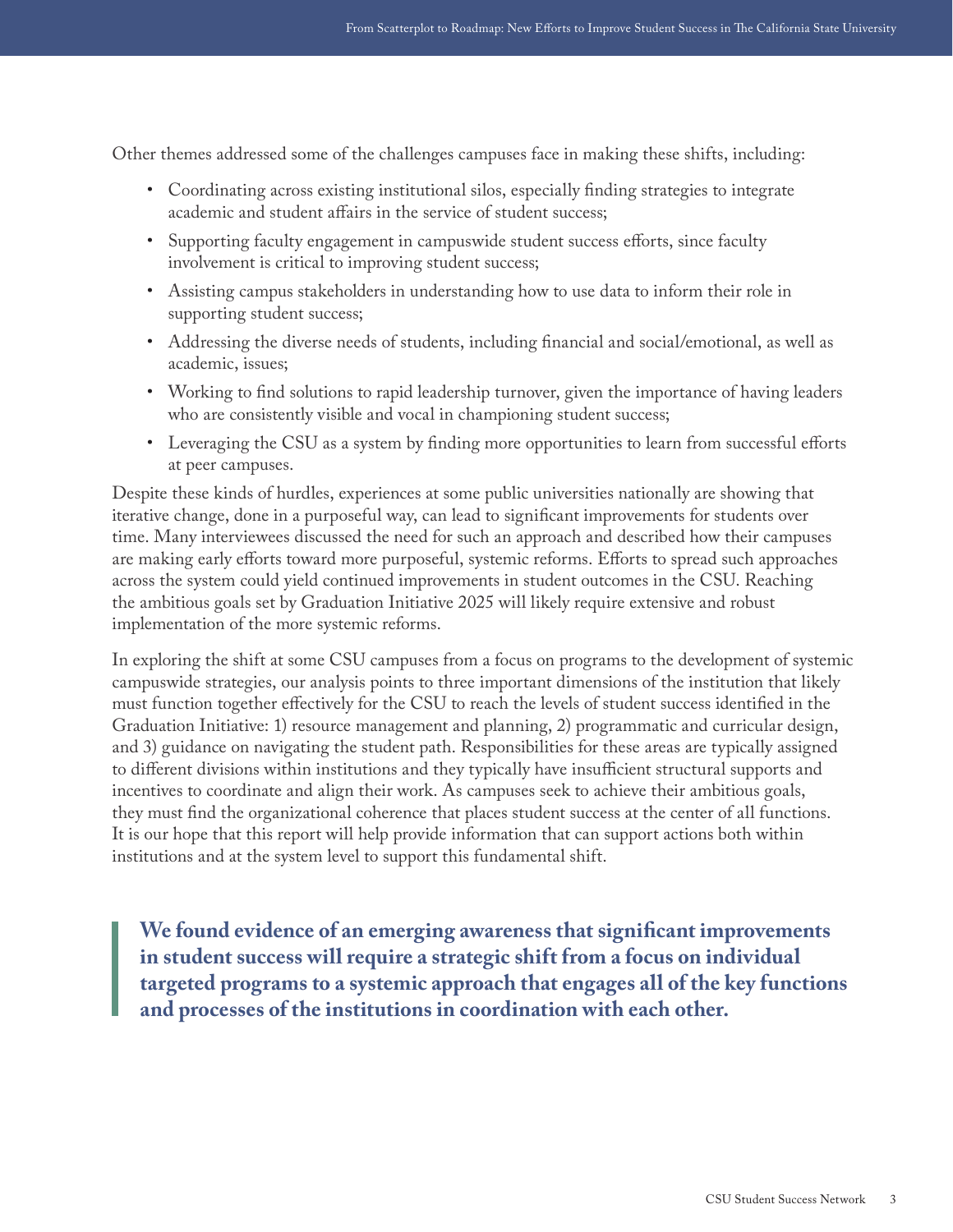Other themes addressed some of the challenges campuses face in making these shifts, including:

- Coordinating across existing institutional silos, especially finding strategies to integrate academic and student affairs in the service of student success;
- Supporting faculty engagement in campuswide student success efforts, since faculty involvement is critical to improving student success;
- Assisting campus stakeholders in understanding how to use data to inform their role in supporting student success;
- Addressing the diverse needs of students, including financial and social/emotional, as well as academic, issues;
- Working to find solutions to rapid leadership turnover, given the importance of having leaders who are consistently visible and vocal in championing student success;
- Leveraging the CSU as a system by finding more opportunities to learn from successful efforts at peer campuses.

Despite these kinds of hurdles, experiences at some public universities nationally are showing that iterative change, done in a purposeful way, can lead to significant improvements for students over time. Many interviewees discussed the need for such an approach and described how their campuses are making early efforts toward more purposeful, systemic reforms. Efforts to spread such approaches across the system could yield continued improvements in student outcomes in the CSU. Reaching the ambitious goals set by Graduation Initiative 2025 will likely require extensive and robust implementation of the more systemic reforms.

In exploring the shift at some CSU campuses from a focus on programs to the development of systemic campuswide strategies, our analysis points to three important dimensions of the institution that likely must function together effectively for the CSU to reach the levels of student success identified in the Graduation Initiative: 1) resource management and planning, 2) programmatic and curricular design, and 3) guidance on navigating the student path. Responsibilities for these areas are typically assigned to different divisions within institutions and they typically have insufficient structural supports and incentives to coordinate and align their work. As campuses seek to achieve their ambitious goals, they must find the organizational coherence that places student success at the center of all functions. It is our hope that this report will help provide information that can support actions both within institutions and at the system level to support this fundamental shift.

> **We found evidence of an emerging awareness that significant improvements in student success will require a strategic shift from a focus on individual targeted programs to a systemic approach that engages all of the key functions and processes of the institutions in coordination with each other.**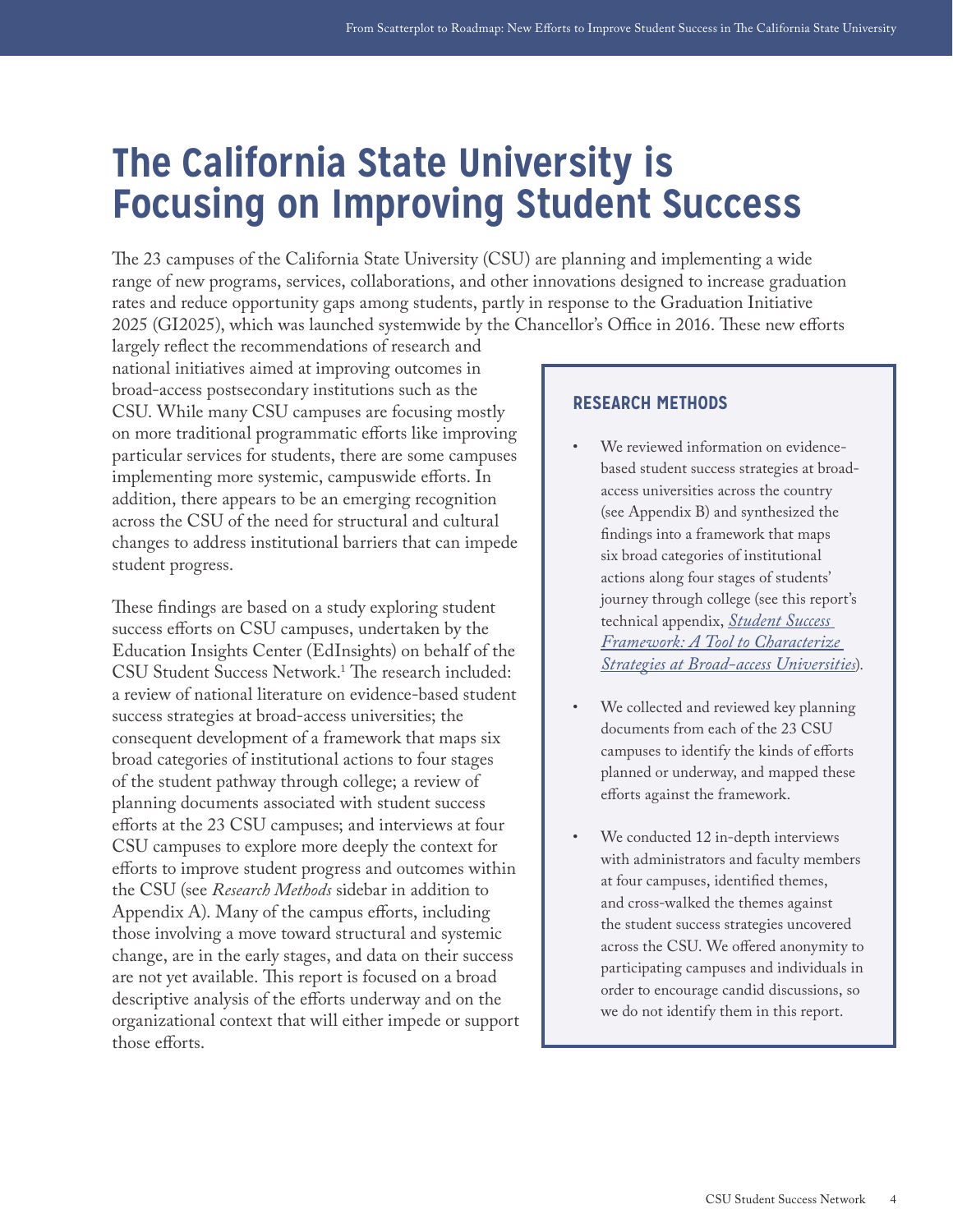# The California State University is Focusing on Improving Student Success

The 23 campuses of the California State University (CSU) are planning and implementing a wide range of new programs, services, collaborations, and other innovations designed to increase graduation rates and reduce opportunity gaps among students, partly in response to the Graduation Initiative 2025 (GI2025), which was launched systemwide by the Chancellor's Office in 2016. These new efforts largely reflect the recommendations of research and national initiatives aimed at improving outcomes in broad-access postsecondary institutions such as the CSU. While many CSU campuses are focusing mostly on more traditional programmatic efforts like improving particular services for students, there are some campuses implementing more systemic, campuswide efforts. In addition, there appears to be an emerging recognition across the CSU of the need for structural and cultural changes to address institutional barriers that can impede student progress.

These findings are based on a study exploring student success efforts on CSU campuses, undertaken by the Education Insights Center (EdInsights) on behalf of the CSU Student Success Network.[1] The research included: a review of national literature on evidence-based student success strategies at broad-access universities; the consequent development of a framework that maps six broad categories of institutional actions to four stages of the student pathway through college; a review of planning documents associated with student success efforts at the 23 CSU campuses; and interviews at four CSU campuses to explore more deeply the context for efforts to improve student progress and outcomes within the CSU (see *Research Methods* sidebar in addition to Appendix A). Many of the campus efforts, including those involving a move toward structural and systemic change, are in the early stages, and data on their success are not yet available. This report is focused on a broad descriptive analysis of the efforts underway and on the organizational context that will either impede or support those efforts.

### RESEARCH METHODS

- We reviewed information on evidence-based student success strategies at broad-access universities across the country (see Appendix B) and synthesized the findings into a framework that maps six broad categories of institutional actions along four stages of students' journey through college (see this report's technical appendix, *Student Success Framework: A Tool to Characterize Strategies at Broad-access Universities*).
- We collected and reviewed key planning documents from each of the 23 CSU campuses to identify the kinds of efforts planned or underway, and mapped these efforts against the framework.
- We conducted 12 in-depth interviews with administrators and faculty members at four campuses, identified themes, and cross-walked the themes against the student success strategies uncovered across the CSU. We offered anonymity to participating campuses and individuals in order to encourage candid discussions, so we do not identify them in this report.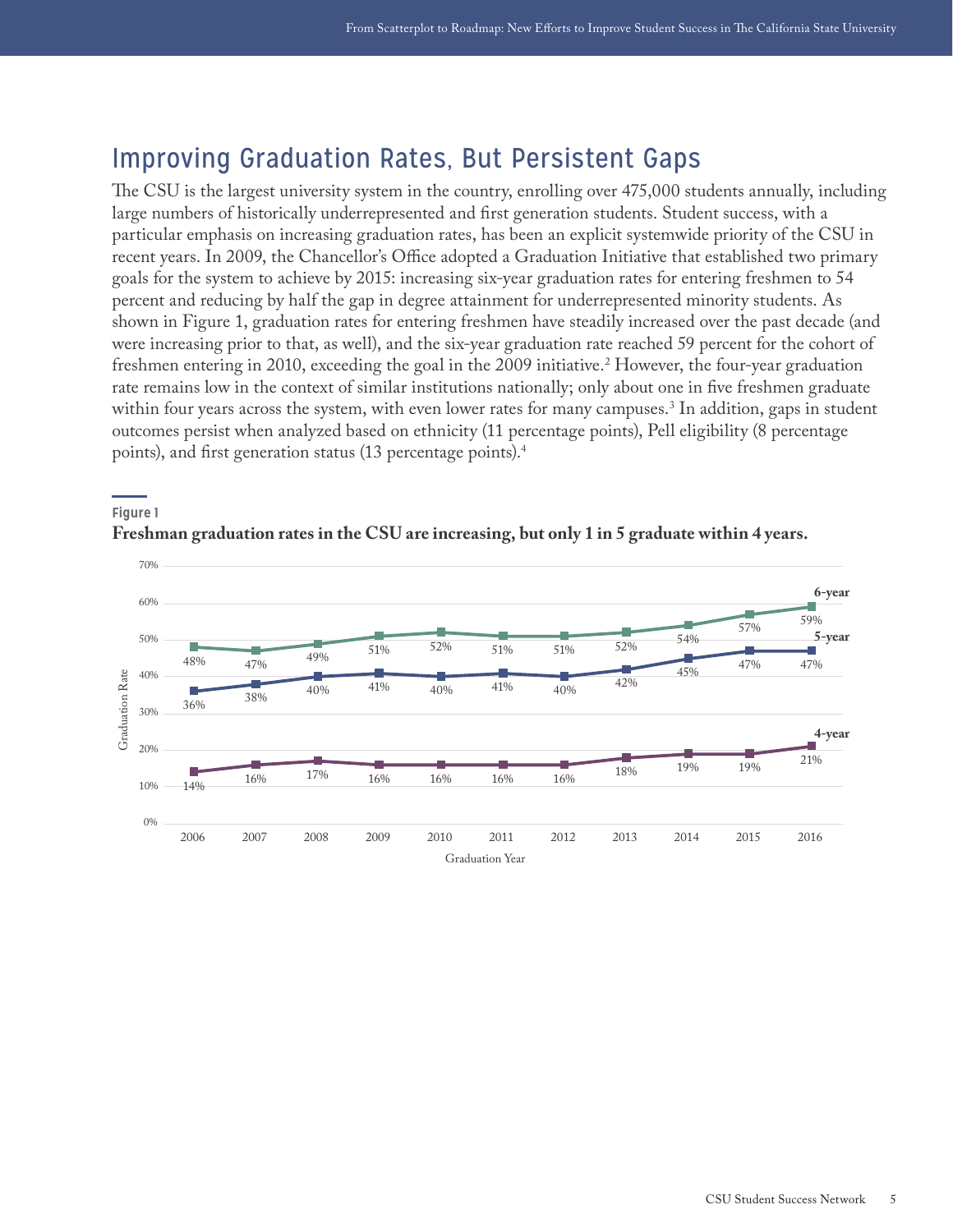## Improving Graduation Rates, But Persistent Gaps

The CSU is the largest university system in the country, enrolling over 475,000 students annually, including large numbers of historically underrepresented and first generation students. Student success, with a particular emphasis on increasing graduation rates, has been an explicit systemwide priority of the CSU in recent years. In 2009, the Chancellor's Office adopted a Graduation Initiative that established two primary goals for the system to achieve by 2015: increasing six-year graduation rates for entering freshmen to 54 percent and reducing by half the gap in degree attainment for underrepresented minority students. As shown in Figure 1, graduation rates for entering freshmen have steadily increased over the past decade (and were increasing prior to that, as well), and the six-year graduation rate reached 59 percent for the cohort of freshmen entering in 2010, exceeding the goal in the 2009 initiative.[2] However, the four-year graduation rate remains low in the context of similar institutions nationally; only about one in five freshmen graduate within four years across the system, with even lower rates for many campuses.[3] In addition, gaps in student outcomes persist when analyzed based on ethnicity (11 percentage points), Pell eligibility (8 percentage points), and first generation status (13 percentage points).[4]

**Figure 1**

**Freshman graduation rates in the CSU are increasing, but only 1 in 5 graduate within 4 years.**

| Graduation Year | 2006 | 2007 | 2008 | 2009 | 2010 | 2011 | 2012 | 2013 | 2014 | 2015 | 2016 |
|---|---|---|---|---|---|---|---|---|---|---|---|
| 6-year | 48% | 47% | 49% | 51% | 52% | 51% | 51% | 52% | 54% | 57% | 59% |
| 5-year | 36% | 38% | 40% | 41% | 40% | 41% | 40% | 42% | 45% | 47% | 47% |
| 4-year | 14% | 16% | 17% | 16% | 16% | 16% | 16% | 18% | 19% | 19% | 21% |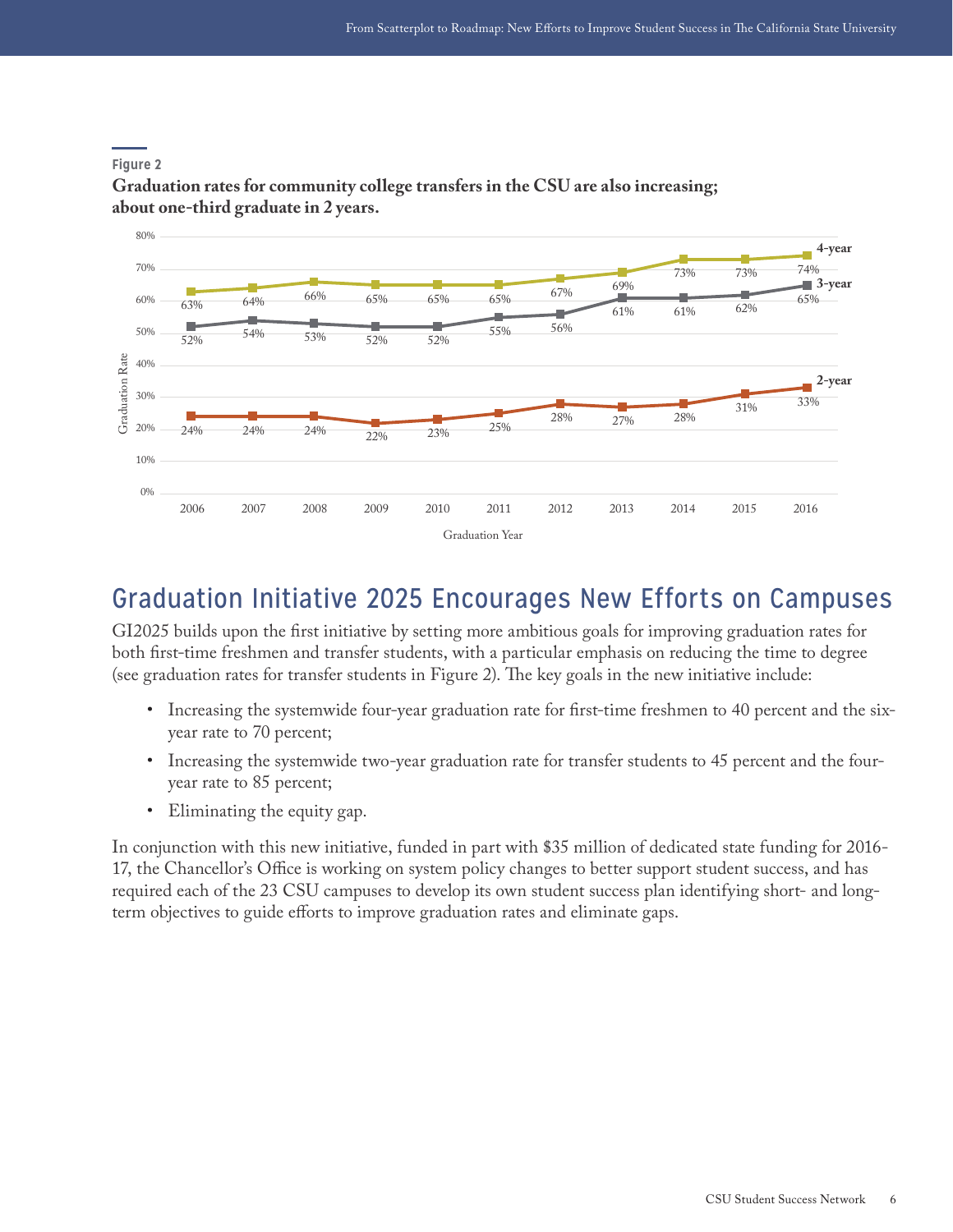Figure 2

**Graduation rates for community college transfers in the CSU are also increasing; about one-third graduate in 2 years.**

| Graduation Year | 2006 | 2007 | 2008 | 2009 | 2010 | 2011 | 2012 | 2013 | 2014 | 2015 | 2016 |
|---|---|---|---|---|---|---|---|---|---|---|---|
| 4-year | 63% | 64% | 66% | 65% | 65% | 65% | 67% | 69% | 73% | 73% | 74% |
| 3-year | 52% | 54% | 53% | 52% | 52% | 55% | 56% | 61% | 61% | 62% | 65% |
| 2-year | 24% | 24% | 24% | 22% | 23% | 25% | 28% | 27% | 28% | 31% | 33% |

## Graduation Initiative 2025 Encourages New Efforts on Campuses

GI2025 builds upon the first initiative by setting more ambitious goals for improving graduation rates for both first-time freshmen and transfer students, with a particular emphasis on reducing the time to degree (see graduation rates for transfer students in Figure 2). The key goals in the new initiative include:

- Increasing the systemwide four-year graduation rate for first-time freshmen to 40 percent and the six-year rate to 70 percent;
- Increasing the systemwide two-year graduation rate for transfer students to 45 percent and the four-year rate to 85 percent;
- Eliminating the equity gap.

In conjunction with this new initiative, funded in part with $35 million of dedicated state funding for 2016-17, the Chancellor's Office is working on system policy changes to better support student success, and has required each of the 23 CSU campuses to develop its own student success plan identifying short- and long-term objectives to guide efforts to improve graduation rates and eliminate gaps.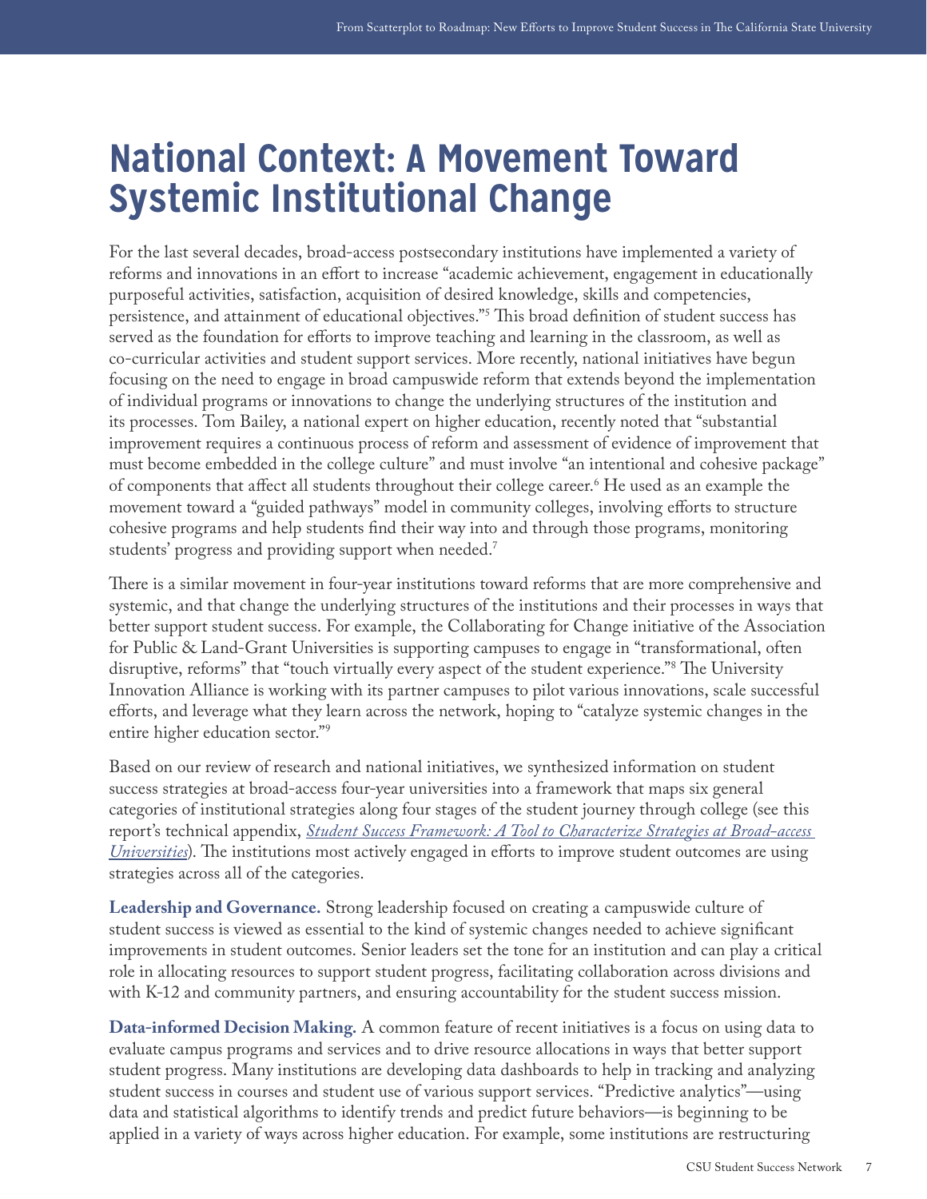# National Context: A Movement Toward Systemic Institutional Change

For the last several decades, broad-access postsecondary institutions have implemented a variety of reforms and innovations in an effort to increase "academic achievement, engagement in educationally purposeful activities, satisfaction, acquisition of desired knowledge, skills and competencies, persistence, and attainment of educational objectives."[5] This broad definition of student success has served as the foundation for efforts to improve teaching and learning in the classroom, as well as co-curricular activities and student support services. More recently, national initiatives have begun focusing on the need to engage in broad campuswide reform that extends beyond the implementation of individual programs or innovations to change the underlying structures of the institution and its processes. Tom Bailey, a national expert on higher education, recently noted that "substantial improvement requires a continuous process of reform and assessment of evidence of improvement that must become embedded in the college culture" and must involve "an intentional and cohesive package" of components that affect all students throughout their college career.[6] He used as an example the movement toward a "guided pathways" model in community colleges, involving efforts to structure cohesive programs and help students find their way into and through those programs, monitoring students' progress and providing support when needed.[7]

There is a similar movement in four-year institutions toward reforms that are more comprehensive and systemic, and that change the underlying structures of the institutions and their processes in ways that better support student success. For example, the Collaborating for Change initiative of the Association for Public & Land-Grant Universities is supporting campuses to engage in "transformational, often disruptive, reforms" that "touch virtually every aspect of the student experience."[8] The University Innovation Alliance is working with its partner campuses to pilot various innovations, scale successful efforts, and leverage what they learn across the network, hoping to "catalyze systemic changes in the entire higher education sector."[9]

Based on our review of research and national initiatives, we synthesized information on student success strategies at broad-access four-year universities into a framework that maps six general categories of institutional strategies along four stages of the student journey through college (see this report's technical appendix, *Student Success Framework: A Tool to Characterize Strategies at Broad-access Universities*). The institutions most actively engaged in efforts to improve student outcomes are using strategies across all of the categories.

**Leadership and Governance.** Strong leadership focused on creating a campuswide culture of student success is viewed as essential to the kind of systemic changes needed to achieve significant improvements in student outcomes. Senior leaders set the tone for an institution and can play a critical role in allocating resources to support student progress, facilitating collaboration across divisions and with K-12 and community partners, and ensuring accountability for the student success mission.

**Data-informed Decision Making.** A common feature of recent initiatives is a focus on using data to evaluate campus programs and services and to drive resource allocations in ways that better support student progress. Many institutions are developing data dashboards to help in tracking and analyzing student success in courses and student use of various support services. "Predictive analytics"—using data and statistical algorithms to identify trends and predict future behaviors—is beginning to be applied in a variety of ways across higher education. For example, some institutions are restructuring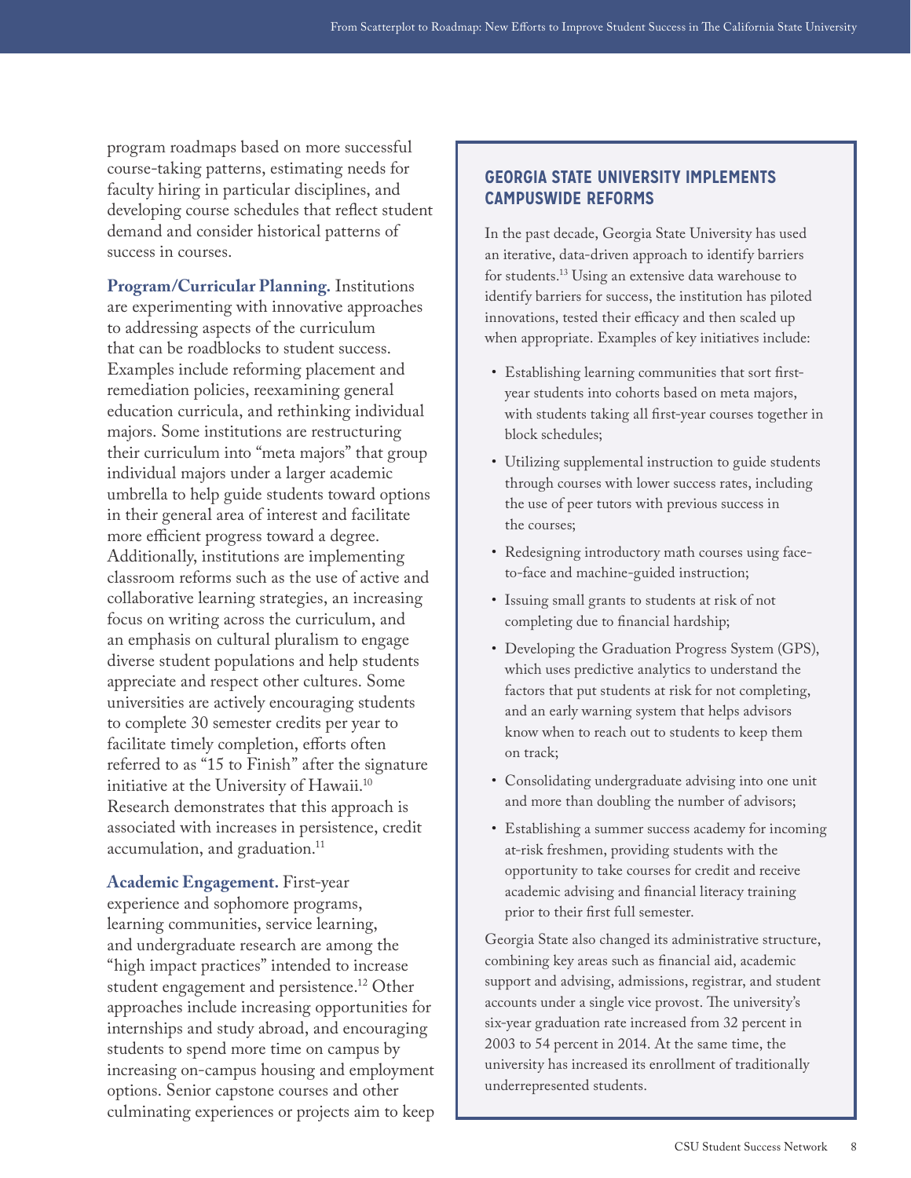program roadmaps based on more successful course-taking patterns, estimating needs for faculty hiring in particular disciplines, and developing course schedules that reflect student demand and consider historical patterns of success in courses.

**Program/Curricular Planning.** Institutions are experimenting with innovative approaches to addressing aspects of the curriculum that can be roadblocks to student success. Examples include reforming placement and remediation policies, reexamining general education curricula, and rethinking individual majors. Some institutions are restructuring their curriculum into "meta majors" that group individual majors under a larger academic umbrella to help guide students toward options in their general area of interest and facilitate more efficient progress toward a degree. Additionally, institutions are implementing classroom reforms such as the use of active and collaborative learning strategies, an increasing focus on writing across the curriculum, and an emphasis on cultural pluralism to engage diverse student populations and help students appreciate and respect other cultures. Some universities are actively encouraging students to complete 30 semester credits per year to facilitate timely completion, efforts often referred to as "15 to Finish" after the signature initiative at the University of Hawaii.[10] Research demonstrates that this approach is associated with increases in persistence, credit accumulation, and graduation.[11]

**Academic Engagement.** First-year experience and sophomore programs, learning communities, service learning, and undergraduate research are among the "high impact practices" intended to increase student engagement and persistence.[12] Other approaches include increasing opportunities for internships and study abroad, and encouraging students to spend more time on campus by increasing on-campus housing and employment options. Senior capstone courses and other culminating experiences or projects aim to keep

## GEORGIA STATE UNIVERSITY IMPLEMENTS CAMPUSWIDE REFORMS

In the past decade, Georgia State University has used an iterative, data-driven approach to identify barriers for students.[13] Using an extensive data warehouse to identify barriers for success, the institution has piloted innovations, tested their efficacy and then scaled up when appropriate. Examples of key initiatives include:

- Establishing learning communities that sort first-year students into cohorts based on meta majors, with students taking all first-year courses together in block schedules;
- Utilizing supplemental instruction to guide students through courses with lower success rates, including the use of peer tutors with previous success in the courses;
- Redesigning introductory math courses using face-to-face and machine-guided instruction;
- Issuing small grants to students at risk of not completing due to financial hardship;
- Developing the Graduation Progress System (GPS), which uses predictive analytics to understand the factors that put students at risk for not completing, and an early warning system that helps advisors know when to reach out to students to keep them on track;
- Consolidating undergraduate advising into one unit and more than doubling the number of advisors;
- Establishing a summer success academy for incoming at-risk freshmen, providing students with the opportunity to take courses for credit and receive academic advising and financial literacy training prior to their first full semester.

Georgia State also changed its administrative structure, combining key areas such as financial aid, academic support and advising, admissions, registrar, and student accounts under a single vice provost. The university's six-year graduation rate increased from 32 percent in 2003 to 54 percent in 2014. At the same time, the university has increased its enrollment of traditionally underrepresented students.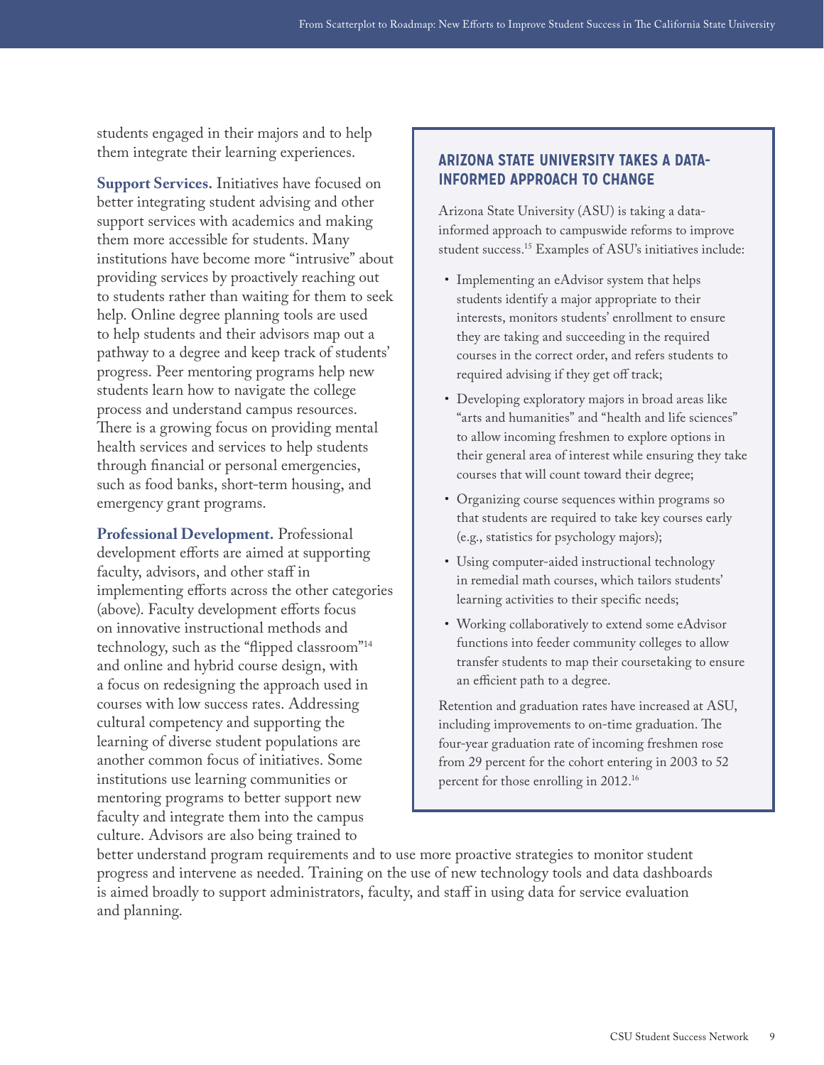students engaged in their majors and to help them integrate their learning experiences.

**Support Services.** Initiatives have focused on better integrating student advising and other support services with academics and making them more accessible for students. Many institutions have become more "intrusive" about providing services by proactively reaching out to students rather than waiting for them to seek help. Online degree planning tools are used to help students and their advisors map out a pathway to a degree and keep track of students' progress. Peer mentoring programs help new students learn how to navigate the college process and understand campus resources. There is a growing focus on providing mental health services and services to help students through financial or personal emergencies, such as food banks, short-term housing, and emergency grant programs.

**Professional Development.** Professional development efforts are aimed at supporting faculty, advisors, and other staff in implementing efforts across the other categories (above). Faculty development efforts focus on innovative instructional methods and technology, such as the "flipped classroom"[14] and online and hybrid course design, with a focus on redesigning the approach used in courses with low success rates. Addressing cultural competency and supporting the learning of diverse student populations are another common focus of initiatives. Some institutions use learning communities or mentoring programs to better support new faculty and integrate them into the campus culture. Advisors are also being trained to better understand program requirements and to use more proactive strategies to monitor student progress and intervene as needed. Training on the use of new technology tools and data dashboards is aimed broadly to support administrators, faculty, and staff in using data for service evaluation and planning.

## ARIZONA STATE UNIVERSITY TAKES A DATA-INFORMED APPROACH TO CHANGE

Arizona State University (ASU) is taking a data-informed approach to campuswide reforms to improve student success.[15] Examples of ASU's initiatives include:

- Implementing an eAdvisor system that helps students identify a major appropriate to their interests, monitors students' enrollment to ensure they are taking and succeeding in the required courses in the correct order, and refers students to required advising if they get off track;
- Developing exploratory majors in broad areas like "arts and humanities" and "health and life sciences" to allow incoming freshmen to explore options in their general area of interest while ensuring they take courses that will count toward their degree;
- Organizing course sequences within programs so that students are required to take key courses early (e.g., statistics for psychology majors);
- Using computer-aided instructional technology in remedial math courses, which tailors students' learning activities to their specific needs;
- Working collaboratively to extend some eAdvisor functions into feeder community colleges to allow transfer students to map their coursetaking to ensure an efficient path to a degree.

Retention and graduation rates have increased at ASU, including improvements to on-time graduation. The four-year graduation rate of incoming freshmen rose from 29 percent for the cohort entering in 2003 to 52 percent for those enrolling in 2012.[16]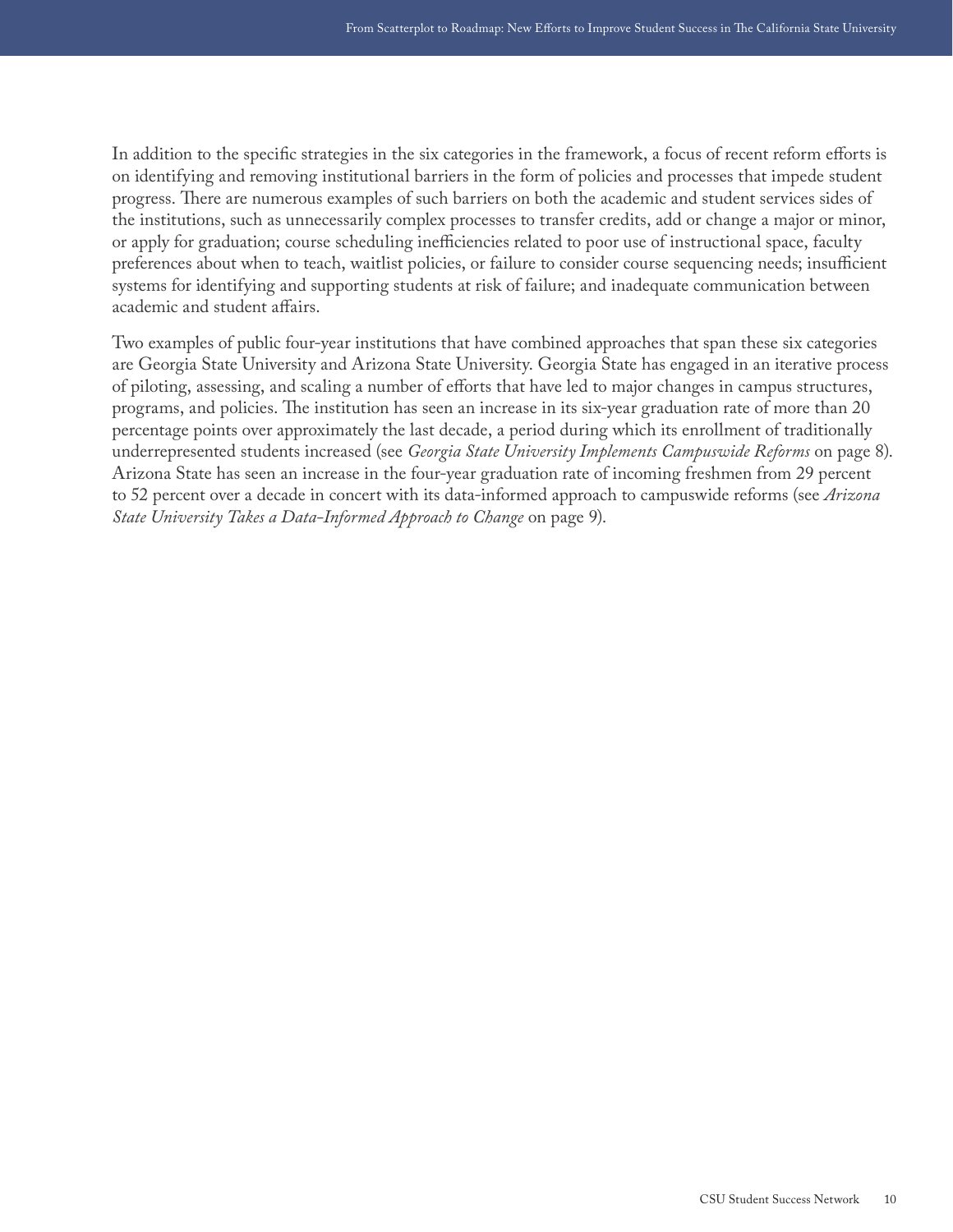In addition to the specific strategies in the six categories in the framework, a focus of recent reform efforts is on identifying and removing institutional barriers in the form of policies and processes that impede student progress. There are numerous examples of such barriers on both the academic and student services sides of the institutions, such as unnecessarily complex processes to transfer credits, add or change a major or minor, or apply for graduation; course scheduling inefficiencies related to poor use of instructional space, faculty preferences about when to teach, waitlist policies, or failure to consider course sequencing needs; insufficient systems for identifying and supporting students at risk of failure; and inadequate communication between academic and student affairs.

Two examples of public four-year institutions that have combined approaches that span these six categories are Georgia State University and Arizona State University. Georgia State has engaged in an iterative process of piloting, assessing, and scaling a number of efforts that have led to major changes in campus structures, programs, and policies. The institution has seen an increase in its six-year graduation rate of more than 20 percentage points over approximately the last decade, a period during which its enrollment of traditionally underrepresented students increased (see *Georgia State University Implements Campuswide Reforms* on page 8). Arizona State has seen an increase in the four-year graduation rate of incoming freshmen from 29 percent to 52 percent over a decade in concert with its data-informed approach to campuswide reforms (see *Arizona State University Takes a Data-Informed Approach to Change* on page 9).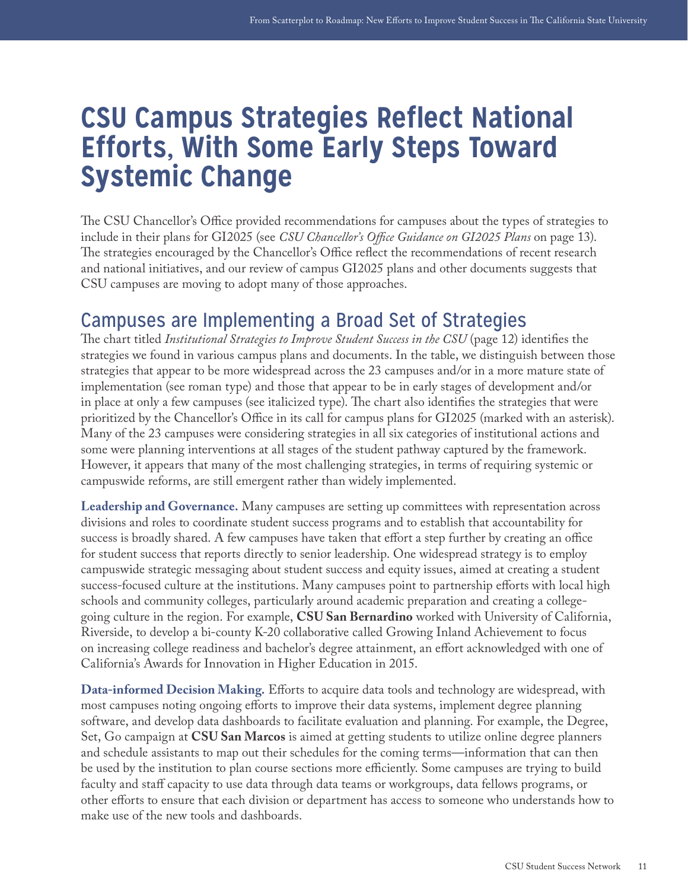# CSU Campus Strategies Reflect National Efforts, With Some Early Steps Toward Systemic Change

The CSU Chancellor's Office provided recommendations for campuses about the types of strategies to include in their plans for GI2025 (see *CSU Chancellor's Office Guidance on GI2025 Plans* on page 13). The strategies encouraged by the Chancellor's Office reflect the recommendations of recent research and national initiatives, and our review of campus GI2025 plans and other documents suggests that CSU campuses are moving to adopt many of those approaches.

## Campuses are Implementing a Broad Set of Strategies

The chart titled *Institutional Strategies to Improve Student Success in the CSU* (page 12) identifies the strategies we found in various campus plans and documents. In the table, we distinguish between those strategies that appear to be more widespread across the 23 campuses and/or in a more mature state of implementation (see roman type) and those that appear to be in early stages of development and/or in place at only a few campuses (see italicized type). The chart also identifies the strategies that were prioritized by the Chancellor's Office in its call for campus plans for GI2025 (marked with an asterisk). Many of the 23 campuses were considering strategies in all six categories of institutional actions and some were planning interventions at all stages of the student pathway captured by the framework. However, it appears that many of the most challenging strategies, in terms of requiring systemic or campuswide reforms, are still emergent rather than widely implemented.

**Leadership and Governance.** Many campuses are setting up committees with representation across divisions and roles to coordinate student success programs and to establish that accountability for success is broadly shared. A few campuses have taken that effort a step further by creating an office for student success that reports directly to senior leadership. One widespread strategy is to employ campuswide strategic messaging about student success and equity issues, aimed at creating a student success-focused culture at the institutions. Many campuses point to partnership efforts with local high schools and community colleges, particularly around academic preparation and creating a college-going culture in the region. For example, **CSU San Bernardino** worked with University of California, Riverside, to develop a bi-county K-20 collaborative called Growing Inland Achievement to focus on increasing college readiness and bachelor's degree attainment, an effort acknowledged with one of California's Awards for Innovation in Higher Education in 2015.

**Data-informed Decision Making.** Efforts to acquire data tools and technology are widespread, with most campuses noting ongoing efforts to improve their data systems, implement degree planning software, and develop data dashboards to facilitate evaluation and planning. For example, the Degree, Set, Go campaign at **CSU San Marcos** is aimed at getting students to utilize online degree planners and schedule assistants to map out their schedules for the coming terms—information that can then be used by the institution to plan course sections more efficiently. Some campuses are trying to build faculty and staff capacity to use data through data teams or workgroups, data fellows programs, or other efforts to ensure that each division or department has access to someone who understands how to make use of the new tools and dashboards.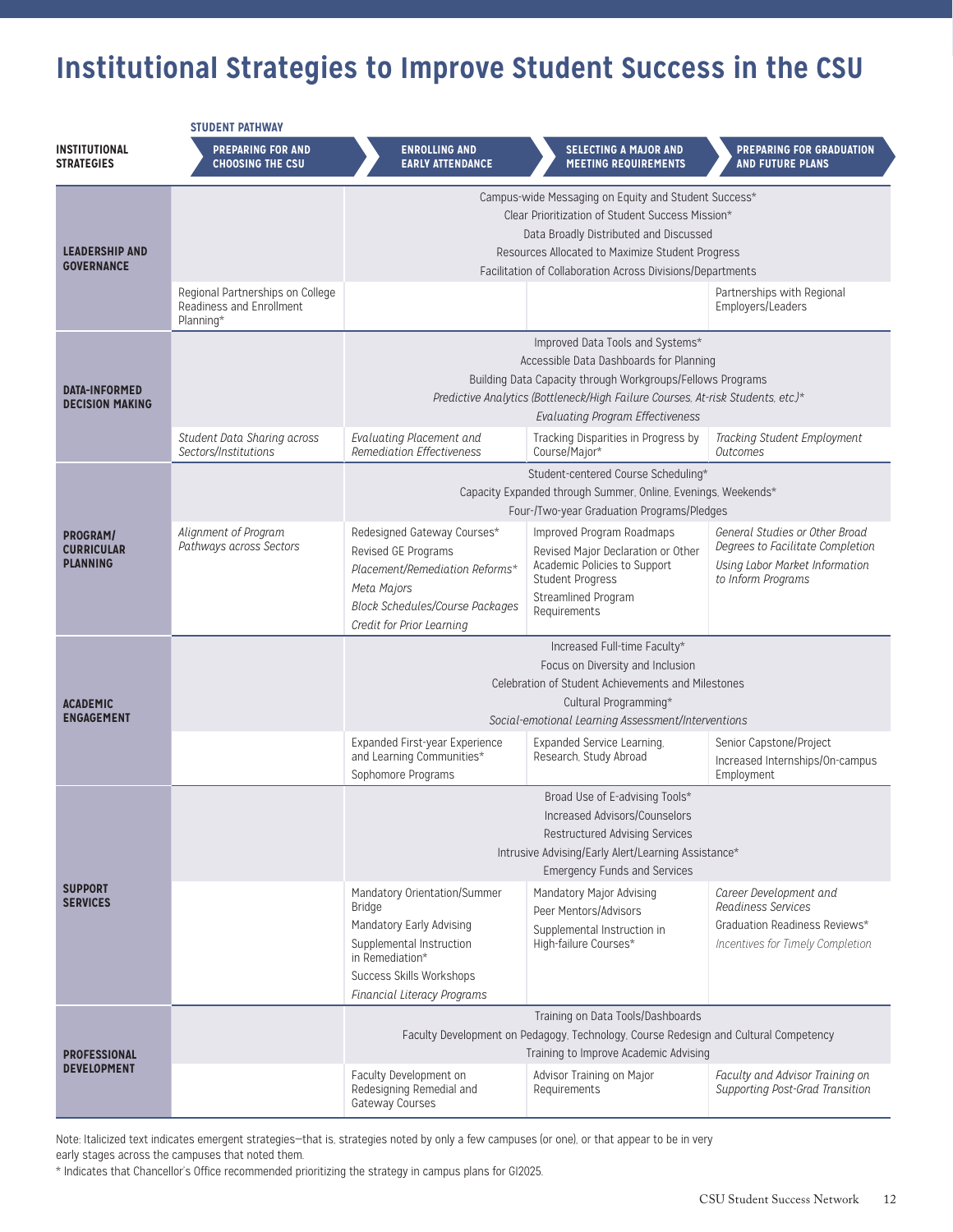# Institutional Strategies to Improve Student Success in the CSU

| INSTITUTIONAL STRATEGIES | STUDENT PATHWAY: PREPARING FOR AND CHOOSING THE CSU | ENROLLING AND EARLY ATTENDANCE | SELECTING A MAJOR AND MEETING REQUIREMENTS | PREPARING FOR GRADUATION AND FUTURE PLANS |
|---|---|---|---|---|
| **LEADERSHIP AND GOVERNANCE** | | Campus-wide Messaging on Equity and Student Success*<br>Clear Prioritization of Student Success Mission*<br>Data Broadly Distributed and Discussed<br>Resources Allocated to Maximize Student Progress<br>Facilitation of Collaboration Across Divisions/Departments | | |
| | Regional Partnerships on College Readiness and Enrollment Planning* | | | Partnerships with Regional Employers/Leaders |
| **DATA-INFORMED DECISION MAKING** | | Improved Data Tools and Systems*<br>Accessible Data Dashboards for Planning<br>Building Data Capacity through Workgroups/Fellows Programs<br>*Predictive Analytics (Bottleneck/High Failure Courses, At-risk Students, etc.)**<br>*Evaluating Program Effectiveness* | | |
| | *Student Data Sharing across Sectors/Institutions* | *Evaluating Placement and Remediation Effectiveness* | Tracking Disparities in Progress by Course/Major* | *Tracking Student Employment Outcomes* |
| **PROGRAM/ CURRICULAR PLANNING** | | Student-centered Course Scheduling*<br>Capacity Expanded through Summer, Online, Evenings, Weekends*<br>Four-/Two-year Graduation Programs/Pledges | | |
| | *Alignment of Program Pathways across Sectors* | Redesigned Gateway Courses*<br>Revised GE Programs<br>*Placement/Remediation Reforms**<br>*Meta Majors*<br>*Block Schedules/Course Packages*<br>*Credit for Prior Learning* | Improved Program Roadmaps<br>Revised Major Declaration or Other Academic Policies to Support Student Progress<br>Streamlined Program Requirements | *General Studies or Other Broad Degrees to Facilitate Completion*<br>*Using Labor Market Information to Inform Programs* |
| **ACADEMIC ENGAGEMENT** | | Increased Full-time Faculty*<br>Focus on Diversity and Inclusion<br>Celebration of Student Achievements and Milestones<br>Cultural Programming*<br>*Social-emotional Learning Assessment/Interventions* | | |
| | | Expanded First-year Experience and Learning Communities*<br>Sophomore Programs | Expanded Service Learning, Research, Study Abroad | Senior Capstone/Project<br>Increased Internships/On-campus Employment |
| **SUPPORT SERVICES** | | Broad Use of E-advising Tools*<br>Increased Advisors/Counselors<br>Restructured Advising Services<br>Intrusive Advising/Early Alert/Learning Assistance*<br>Emergency Funds and Services | | |
| | | Mandatory Orientation/Summer Bridge<br>Mandatory Early Advising<br>Supplemental Instruction in Remediation*<br>Success Skills Workshops<br>*Financial Literacy Programs* | Mandatory Major Advising<br>Peer Mentors/Advisors<br>Supplemental Instruction in High-failure Courses* | *Career Development and Readiness Services*<br>Graduation Readiness Reviews*<br>*Incentives for Timely Completion* |
| **PROFESSIONAL DEVELOPMENT** | | Training on Data Tools/Dashboards<br>Faculty Development on Pedagogy, Technology, Course Redesign and Cultural Competency<br>Training to Improve Academic Advising | | |
| | | Faculty Development on Redesigning Remedial and Gateway Courses | Advisor Training on Major Requirements | *Faculty and Advisor Training on Supporting Post-Grad Transition* |

Note: Italicized text indicates emergent strategies—that is, strategies noted by only a few campuses (or one), or that appear to be in very early stages across the campuses that noted them.

\* Indicates that Chancellor's Office recommended prioritizing the strategy in campus plans for GI2025.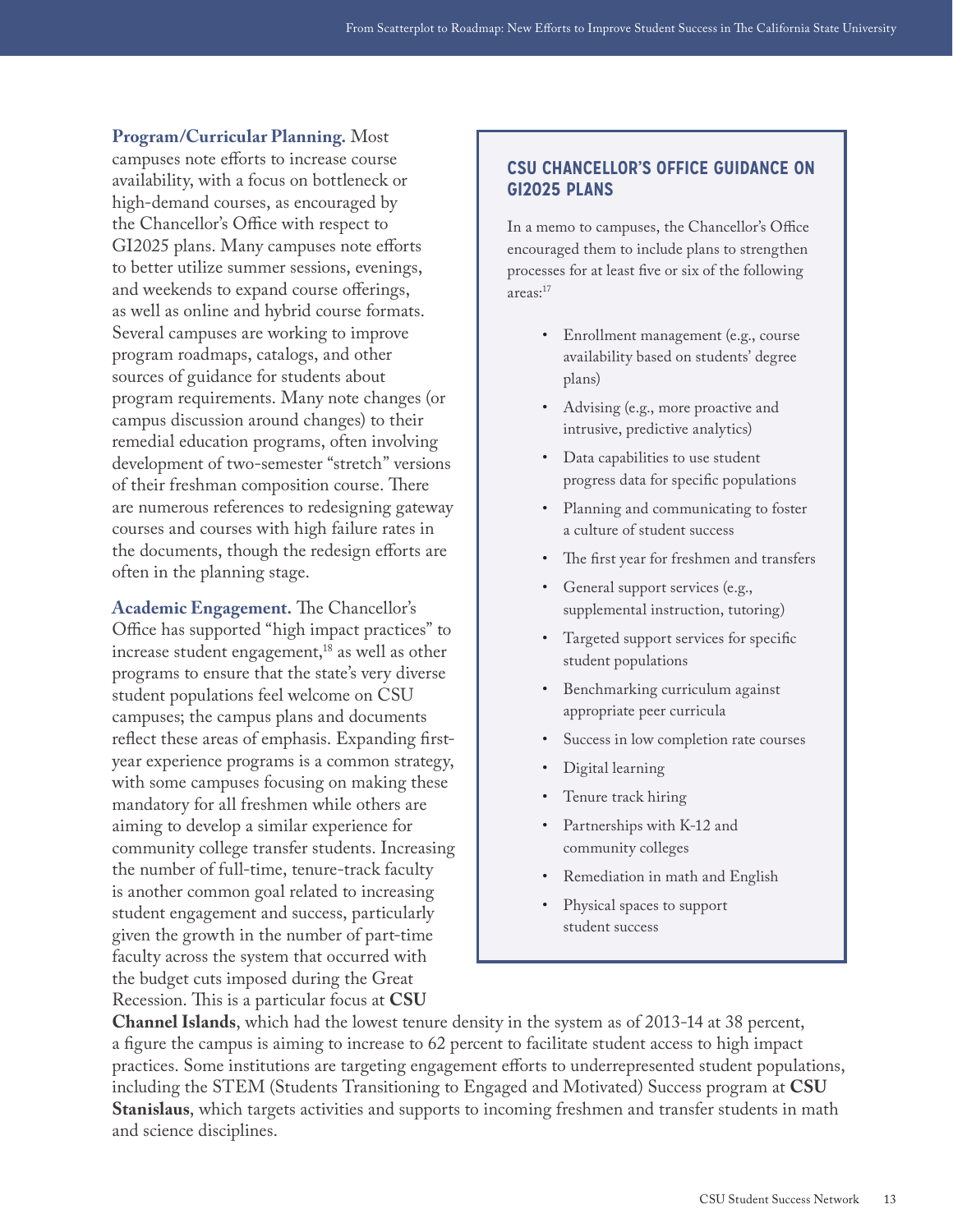**Program/Curricular Planning.** Most campuses note efforts to increase course availability, with a focus on bottleneck or high-demand courses, as encouraged by the Chancellor's Office with respect to GI2025 plans. Many campuses note efforts to better utilize summer sessions, evenings, and weekends to expand course offerings, as well as online and hybrid course formats. Several campuses are working to improve program roadmaps, catalogs, and other sources of guidance for students about program requirements. Many note changes (or campus discussion around changes) to their remedial education programs, often involving development of two-semester "stretch" versions of their freshman composition course. There are numerous references to redesigning gateway courses and courses with high failure rates in the documents, though the redesign efforts are often in the planning stage.

**Academic Engagement.** The Chancellor's Office has supported "high impact practices" to increase student engagement,[18] as well as other programs to ensure that the state's very diverse student populations feel welcome on CSU campuses; the campus plans and documents reflect these areas of emphasis. Expanding first-year experience programs is a common strategy, with some campuses focusing on making these mandatory for all freshmen while others are aiming to develop a similar experience for community college transfer students. Increasing the number of full-time, tenure-track faculty is another common goal related to increasing student engagement and success, particularly given the growth in the number of part-time faculty across the system that occurred with the budget cuts imposed during the Great Recession. This is a particular focus at **CSU Channel Islands**, which had the lowest tenure density in the system as of 2013-14 at 38 percent, a figure the campus is aiming to increase to 62 percent to facilitate student access to high impact practices. Some institutions are targeting engagement efforts to underrepresented student populations, including the STEM (Students Transitioning to Engaged and Motivated) Success program at **CSU Stanislaus**, which targets activities and supports to incoming freshmen and transfer students in math and science disciplines.

### CSU CHANCELLOR'S OFFICE GUIDANCE ON GI2025 PLANS

In a memo to campuses, the Chancellor's Office encouraged them to include plans to strengthen processes for at least five or six of the following areas:[17]

- Enrollment management (e.g., course availability based on students' degree plans)
- Advising (e.g., more proactive and intrusive, predictive analytics)
- Data capabilities to use student progress data for specific populations
- Planning and communicating to foster a culture of student success
- The first year for freshmen and transfers
- General support services (e.g., supplemental instruction, tutoring)
- Targeted support services for specific student populations
- Benchmarking curriculum against appropriate peer curricula
- Success in low completion rate courses
- Digital learning
- Tenure track hiring
- Partnerships with K-12 and community colleges
- Remediation in math and English
- Physical spaces to support student success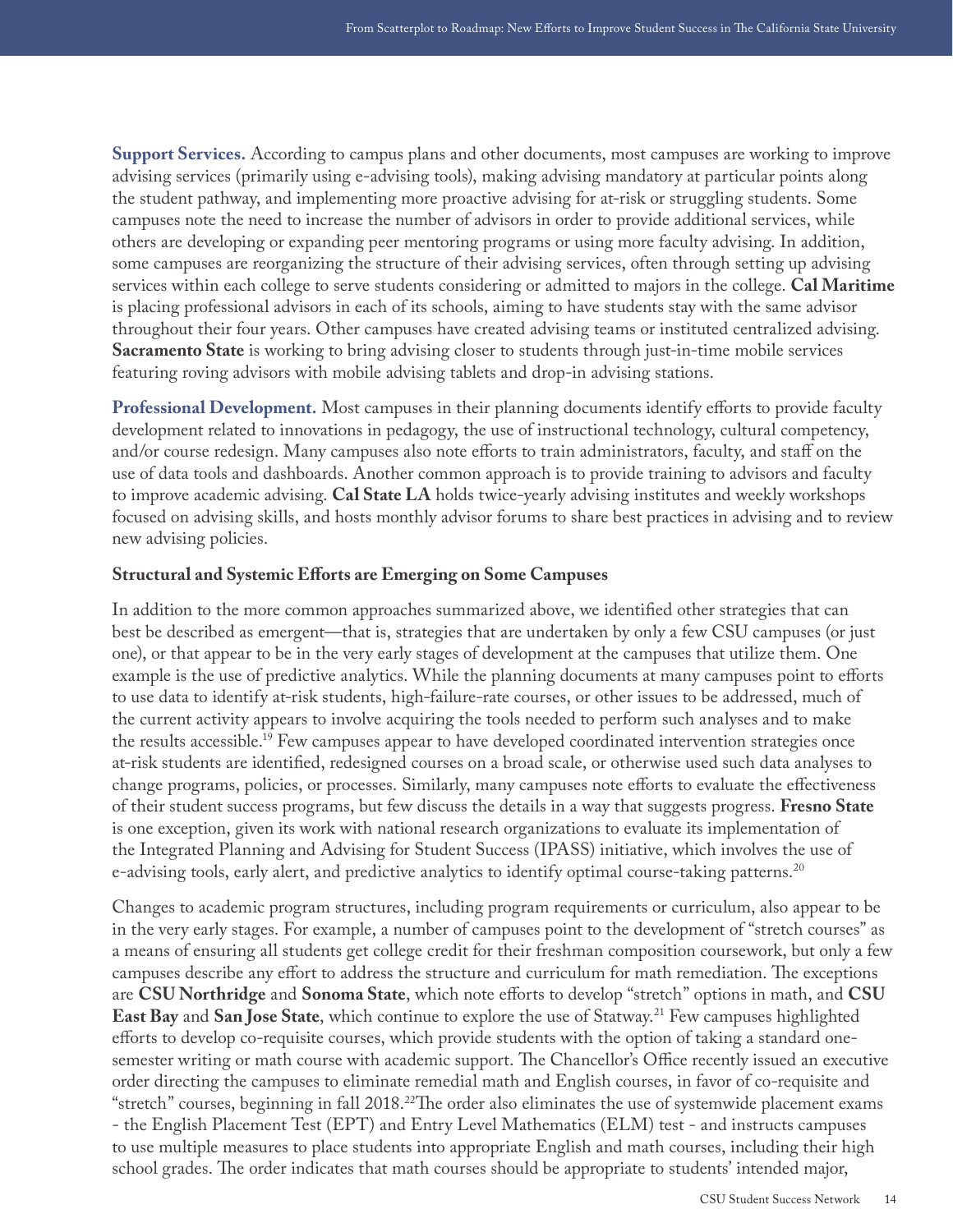**Support Services.** According to campus plans and other documents, most campuses are working to improve advising services (primarily using e-advising tools), making advising mandatory at particular points along the student pathway, and implementing more proactive advising for at-risk or struggling students. Some campuses note the need to increase the number of advisors in order to provide additional services, while others are developing or expanding peer mentoring programs or using more faculty advising. In addition, some campuses are reorganizing the structure of their advising services, often through setting up advising services within each college to serve students considering or admitted to majors in the college. **Cal Maritime** is placing professional advisors in each of its schools, aiming to have students stay with the same advisor throughout their four years. Other campuses have created advising teams or instituted centralized advising. **Sacramento State** is working to bring advising closer to students through just-in-time mobile services featuring roving advisors with mobile advising tablets and drop-in advising stations.

**Professional Development.** Most campuses in their planning documents identify efforts to provide faculty development related to innovations in pedagogy, the use of instructional technology, cultural competency, and/or course redesign. Many campuses also note efforts to train administrators, faculty, and staff on the use of data tools and dashboards. Another common approach is to provide training to advisors and faculty to improve academic advising. **Cal State LA** holds twice-yearly advising institutes and weekly workshops focused on advising skills, and hosts monthly advisor forums to share best practices in advising and to review new advising policies.

### Structural and Systemic Efforts are Emerging on Some Campuses

In addition to the more common approaches summarized above, we identified other strategies that can best be described as emergent—that is, strategies that are undertaken by only a few CSU campuses (or just one), or that appear to be in the very early stages of development at the campuses that utilize them. One example is the use of predictive analytics. While the planning documents at many campuses point to efforts to use data to identify at-risk students, high-failure-rate courses, or other issues to be addressed, much of the current activity appears to involve acquiring the tools needed to perform such analyses and to make the results accessible.[19] Few campuses appear to have developed coordinated intervention strategies once at-risk students are identified, redesigned courses on a broad scale, or otherwise used such data analyses to change programs, policies, or processes. Similarly, many campuses note efforts to evaluate the effectiveness of their student success programs, but few discuss the details in a way that suggests progress. **Fresno State** is one exception, given its work with national research organizations to evaluate its implementation of the Integrated Planning and Advising for Student Success (IPASS) initiative, which involves the use of e-advising tools, early alert, and predictive analytics to identify optimal course-taking patterns.[20]

Changes to academic program structures, including program requirements or curriculum, also appear to be in the very early stages. For example, a number of campuses point to the development of "stretch courses" as a means of ensuring all students get college credit for their freshman composition coursework, but only a few campuses describe any effort to address the structure and curriculum for math remediation. The exceptions are **CSU Northridge** and **Sonoma State**, which note efforts to develop "stretch" options in math, and **CSU East Bay** and **San Jose State**, which continue to explore the use of Statway.[21] Few campuses highlighted efforts to develop co-requisite courses, which provide students with the option of taking a standard one-semester writing or math course with academic support. The Chancellor's Office recently issued an executive order directing the campuses to eliminate remedial math and English courses, in favor of co-requisite and "stretch" courses, beginning in fall 2018.[22] The order also eliminates the use of systemwide placement exams - the English Placement Test (EPT) and Entry Level Mathematics (ELM) test - and instructs campuses to use multiple measures to place students into appropriate English and math courses, including their high school grades. The order indicates that math courses should be appropriate to students' intended major,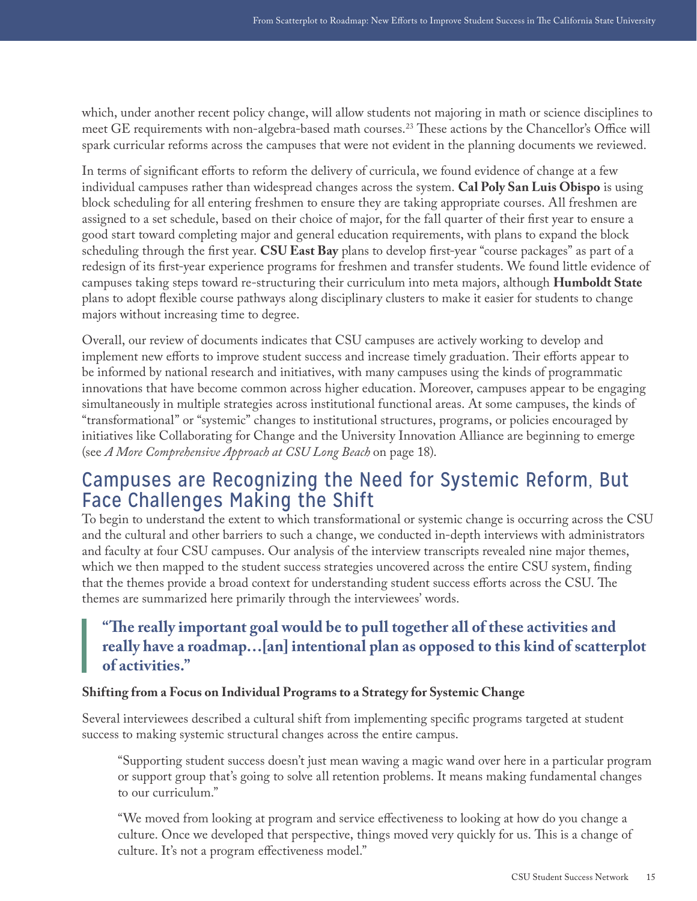which, under another recent policy change, will allow students not majoring in math or science disciplines to meet GE requirements with non-algebra-based math courses.[23] These actions by the Chancellor's Office will spark curricular reforms across the campuses that were not evident in the planning documents we reviewed.

In terms of significant efforts to reform the delivery of curricula, we found evidence of change at a few individual campuses rather than widespread changes across the system. **Cal Poly San Luis Obispo** is using block scheduling for all entering freshmen to ensure they are taking appropriate courses. All freshmen are assigned to a set schedule, based on their choice of major, for the fall quarter of their first year to ensure a good start toward completing major and general education requirements, with plans to expand the block scheduling through the first year. **CSU East Bay** plans to develop first-year "course packages" as part of a redesign of its first-year experience programs for freshmen and transfer students. We found little evidence of campuses taking steps toward re-structuring their curriculum into meta majors, although **Humboldt State** plans to adopt flexible course pathways along disciplinary clusters to make it easier for students to change majors without increasing time to degree.

Overall, our review of documents indicates that CSU campuses are actively working to develop and implement new efforts to improve student success and increase timely graduation. Their efforts appear to be informed by national research and initiatives, with many campuses using the kinds of programmatic innovations that have become common across higher education. Moreover, campuses appear to be engaging simultaneously in multiple strategies across institutional functional areas. At some campuses, the kinds of "transformational" or "systemic" changes to institutional structures, programs, or policies encouraged by initiatives like Collaborating for Change and the University Innovation Alliance are beginning to emerge (see *A More Comprehensive Approach at CSU Long Beach* on page 18).

## Campuses are Recognizing the Need for Systemic Reform, But Face Challenges Making the Shift

To begin to understand the extent to which transformational or systemic change is occurring across the CSU and the cultural and other barriers to such a change, we conducted in-depth interviews with administrators and faculty at four CSU campuses. Our analysis of the interview transcripts revealed nine major themes, which we then mapped to the student success strategies uncovered across the entire CSU system, finding that the themes provide a broad context for understanding student success efforts across the CSU. The themes are summarized here primarily through the interviewees' words.

> **"The really important goal would be to pull together all of these activities and really have a roadmap…[an] intentional plan as opposed to this kind of scatterplot of activities."**

### Shifting from a Focus on Individual Programs to a Strategy for Systemic Change

Several interviewees described a cultural shift from implementing specific programs targeted at student success to making systemic structural changes across the entire campus.

> "Supporting student success doesn't just mean waving a magic wand over here in a particular program or support group that's going to solve all retention problems. It means making fundamental changes to our curriculum."

> "We moved from looking at program and service effectiveness to looking at how do you change a culture. Once we developed that perspective, things moved very quickly for us. This is a change of culture. It's not a program effectiveness model."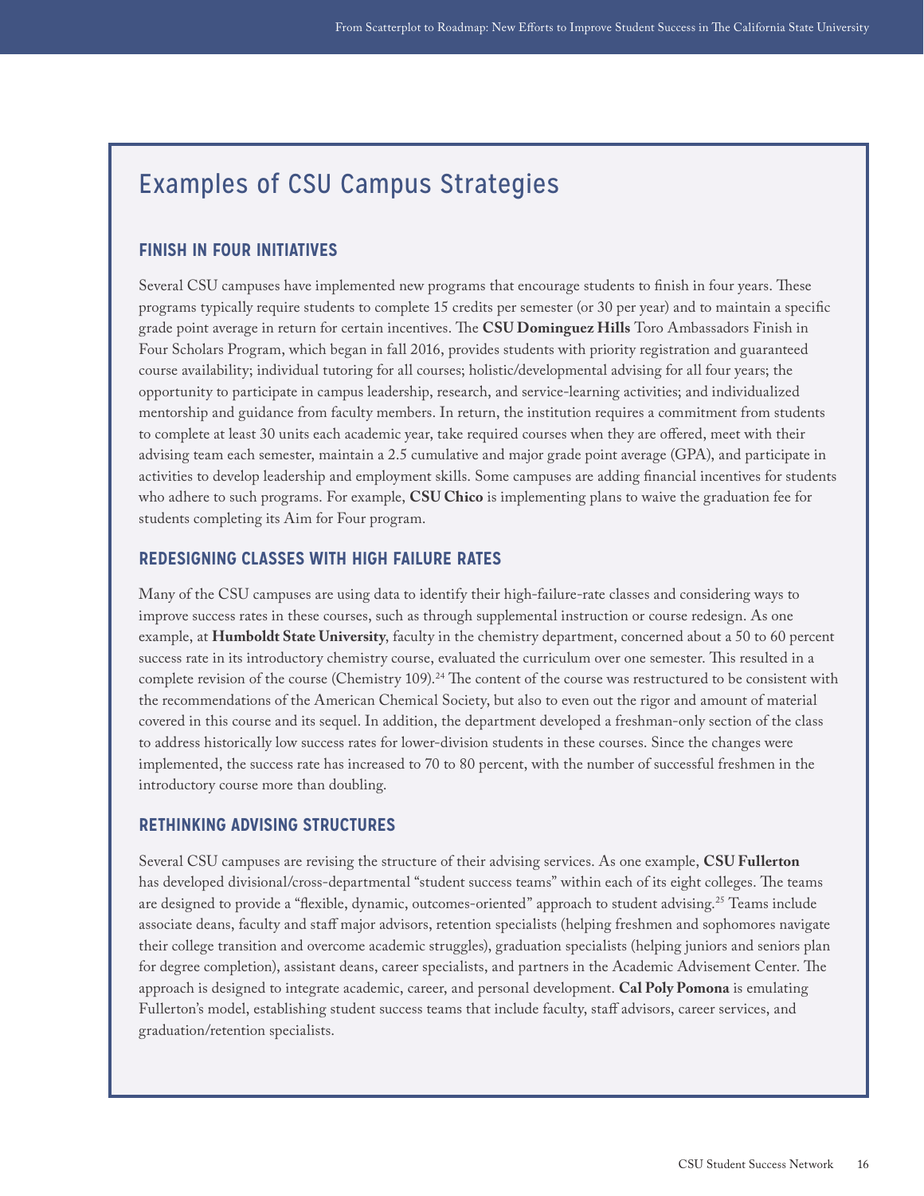## Examples of CSU Campus Strategies

### FINISH IN FOUR INITIATIVES

Several CSU campuses have implemented new programs that encourage students to finish in four years. These programs typically require students to complete 15 credits per semester (or 30 per year) and to maintain a specific grade point average in return for certain incentives. The **CSU Dominguez Hills** Toro Ambassadors Finish in Four Scholars Program, which began in fall 2016, provides students with priority registration and guaranteed course availability; individual tutoring for all courses; holistic/developmental advising for all four years; the opportunity to participate in campus leadership, research, and service-learning activities; and individualized mentorship and guidance from faculty members. In return, the institution requires a commitment from students to complete at least 30 units each academic year, take required courses when they are offered, meet with their advising team each semester, maintain a 2.5 cumulative and major grade point average (GPA), and participate in activities to develop leadership and employment skills. Some campuses are adding financial incentives for students who adhere to such programs. For example, **CSU Chico** is implementing plans to waive the graduation fee for students completing its Aim for Four program.

### REDESIGNING CLASSES WITH HIGH FAILURE RATES

Many of the CSU campuses are using data to identify their high-failure-rate classes and considering ways to improve success rates in these courses, such as through supplemental instruction or course redesign. As one example, at **Humboldt State University**, faculty in the chemistry department, concerned about a 50 to 60 percent success rate in its introductory chemistry course, evaluated the curriculum over one semester. This resulted in a complete revision of the course (Chemistry 109).[24] The content of the course was restructured to be consistent with the recommendations of the American Chemical Society, but also to even out the rigor and amount of material covered in this course and its sequel. In addition, the department developed a freshman-only section of the class to address historically low success rates for lower-division students in these courses. Since the changes were implemented, the success rate has increased to 70 to 80 percent, with the number of successful freshmen in the introductory course more than doubling.

### RETHINKING ADVISING STRUCTURES

Several CSU campuses are revising the structure of their advising services. As one example, **CSU Fullerton** has developed divisional/cross-departmental "student success teams" within each of its eight colleges. The teams are designed to provide a "flexible, dynamic, outcomes-oriented" approach to student advising.[25] Teams include associate deans, faculty and staff major advisors, retention specialists (helping freshmen and sophomores navigate their college transition and overcome academic struggles), graduation specialists (helping juniors and seniors plan for degree completion), assistant deans, career specialists, and partners in the Academic Advisement Center. The approach is designed to integrate academic, career, and personal development. **Cal Poly Pomona** is emulating Fullerton's model, establishing student success teams that include faculty, staff advisors, career services, and graduation/retention specialists.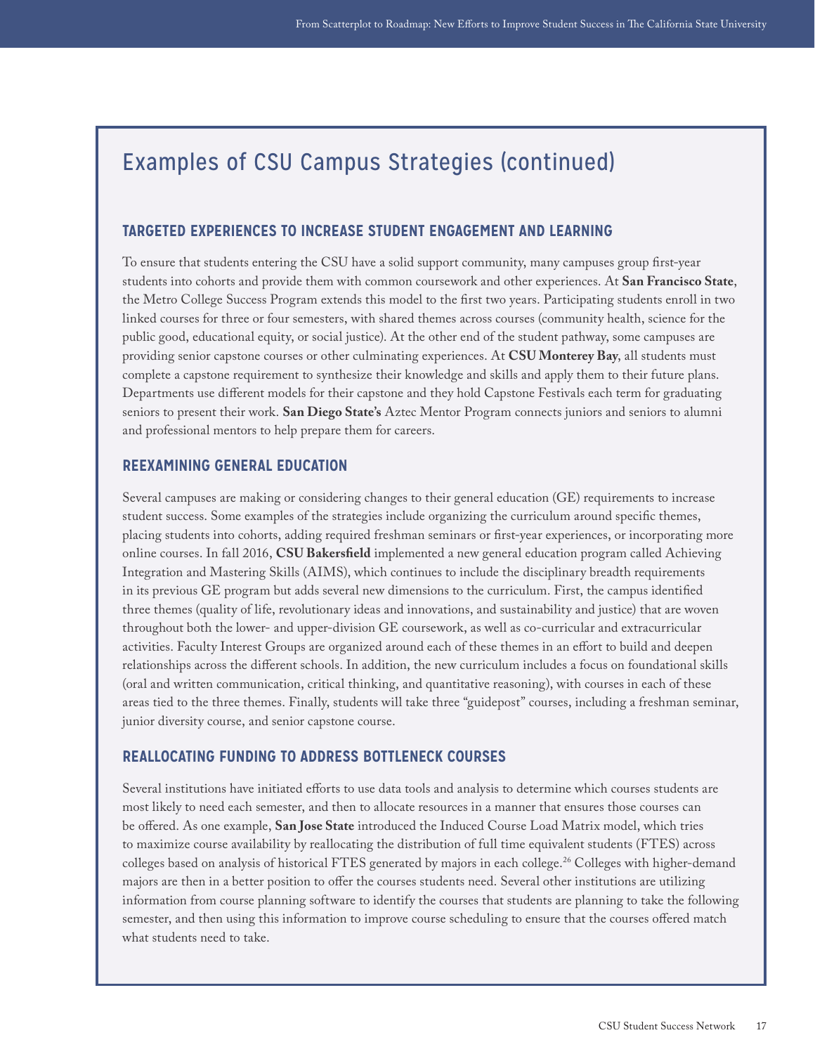## Examples of CSU Campus Strategies (continued)

### TARGETED EXPERIENCES TO INCREASE STUDENT ENGAGEMENT AND LEARNING

To ensure that students entering the CSU have a solid support community, many campuses group first-year students into cohorts and provide them with common coursework and other experiences. At **San Francisco State**, the Metro College Success Program extends this model to the first two years. Participating students enroll in two linked courses for three or four semesters, with shared themes across courses (community health, science for the public good, educational equity, or social justice). At the other end of the student pathway, some campuses are providing senior capstone courses or other culminating experiences. At **CSU Monterey Bay**, all students must complete a capstone requirement to synthesize their knowledge and skills and apply them to their future plans. Departments use different models for their capstone and they hold Capstone Festivals each term for graduating seniors to present their work. **San Diego State's** Aztec Mentor Program connects juniors and seniors to alumni and professional mentors to help prepare them for careers.

### REEXAMINING GENERAL EDUCATION

Several campuses are making or considering changes to their general education (GE) requirements to increase student success. Some examples of the strategies include organizing the curriculum around specific themes, placing students into cohorts, adding required freshman seminars or first-year experiences, or incorporating more online courses. In fall 2016, **CSU Bakersfield** implemented a new general education program called Achieving Integration and Mastering Skills (AIMS), which continues to include the disciplinary breadth requirements in its previous GE program but adds several new dimensions to the curriculum. First, the campus identified three themes (quality of life, revolutionary ideas and innovations, and sustainability and justice) that are woven throughout both the lower- and upper-division GE coursework, as well as co-curricular and extracurricular activities. Faculty Interest Groups are organized around each of these themes in an effort to build and deepen relationships across the different schools. In addition, the new curriculum includes a focus on foundational skills (oral and written communication, critical thinking, and quantitative reasoning), with courses in each of these areas tied to the three themes. Finally, students will take three "guidepost" courses, including a freshman seminar, junior diversity course, and senior capstone course.

### REALLOCATING FUNDING TO ADDRESS BOTTLENECK COURSES

Several institutions have initiated efforts to use data tools and analysis to determine which courses students are most likely to need each semester, and then to allocate resources in a manner that ensures those courses can be offered. As one example, **San Jose State** introduced the Induced Course Load Matrix model, which tries to maximize course availability by reallocating the distribution of full time equivalent students (FTES) across colleges based on analysis of historical FTES generated by majors in each college.[26] Colleges with higher-demand majors are then in a better position to offer the courses students need. Several other institutions are utilizing information from course planning software to identify the courses that students are planning to take the following semester, and then using this information to improve course scheduling to ensure that the courses offered match what students need to take.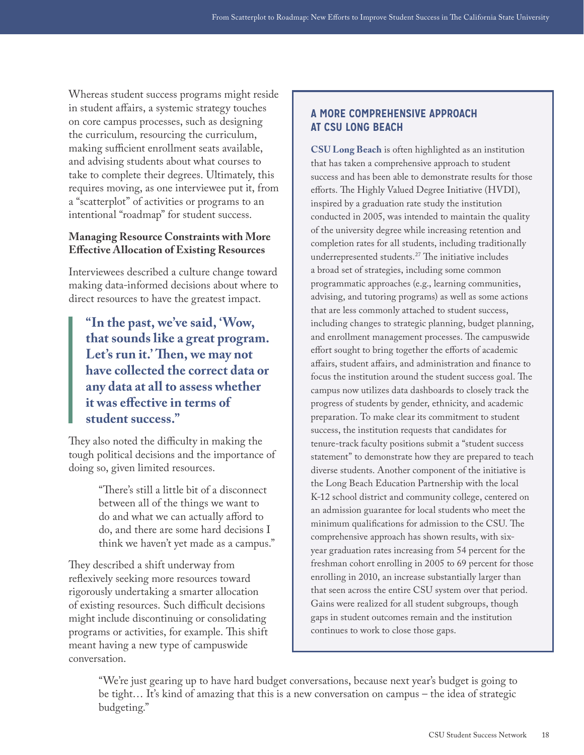Whereas student success programs might reside in student affairs, a systemic strategy touches on core campus processes, such as designing the curriculum, resourcing the curriculum, making sufficient enrollment seats available, and advising students about what courses to take to complete their degrees. Ultimately, this requires moving, as one interviewee put it, from a "scatterplot" of activities or programs to an intentional "roadmap" for student success.

### Managing Resource Constraints with More Effective Allocation of Existing Resources

Interviewees described a culture change toward making data-informed decisions about where to direct resources to have the greatest impact.

> **"In the past, we've said, 'Wow, that sounds like a great program. Let's run it.' Then, we may not have collected the correct data or any data at all to assess whether it was effective in terms of student success."**

They also noted the difficulty in making the tough political decisions and the importance of doing so, given limited resources.

> "There's still a little bit of a disconnect between all of the things we want to do and what we can actually afford to do, and there are some hard decisions I think we haven't yet made as a campus."

They described a shift underway from reflexively seeking more resources toward rigorously undertaking a smarter allocation of existing resources. Such difficult decisions might include discontinuing or consolidating programs or activities, for example. This shift meant having a new type of campuswide conversation.

> "We're just gearing up to have hard budget conversations, because next year's budget is going to be tight… It's kind of amazing that this is a new conversation on campus – the idea of strategic budgeting."

### A MORE COMPREHENSIVE APPROACH AT CSU LONG BEACH

**CSU Long Beach** is often highlighted as an institution that has taken a comprehensive approach to student success and has been able to demonstrate results for those efforts. The Highly Valued Degree Initiative (HVDI), inspired by a graduation rate study the institution conducted in 2005, was intended to maintain the quality of the university degree while increasing retention and completion rates for all students, including traditionally underrepresented students.[27] The initiative includes a broad set of strategies, including some common programmatic approaches (e.g., learning communities, advising, and tutoring programs) as well as some actions that are less commonly attached to student success, including changes to strategic planning, budget planning, and enrollment management processes. The campuswide effort sought to bring together the efforts of academic affairs, student affairs, and administration and finance to focus the institution around the student success goal. The campus now utilizes data dashboards to closely track the progress of students by gender, ethnicity, and academic preparation. To make clear its commitment to student success, the institution requests that candidates for tenure-track faculty positions submit a "student success statement" to demonstrate how they are prepared to teach diverse students. Another component of the initiative is the Long Beach Education Partnership with the local K-12 school district and community college, centered on an admission guarantee for local students who meet the minimum qualifications for admission to the CSU. The comprehensive approach has shown results, with six-year graduation rates increasing from 54 percent for the freshman cohort enrolling in 2005 to 69 percent for those enrolling in 2010, an increase substantially larger than that seen across the entire CSU system over that period. Gains were realized for all student subgroups, though gaps in student outcomes remain and the institution continues to work to close those gaps.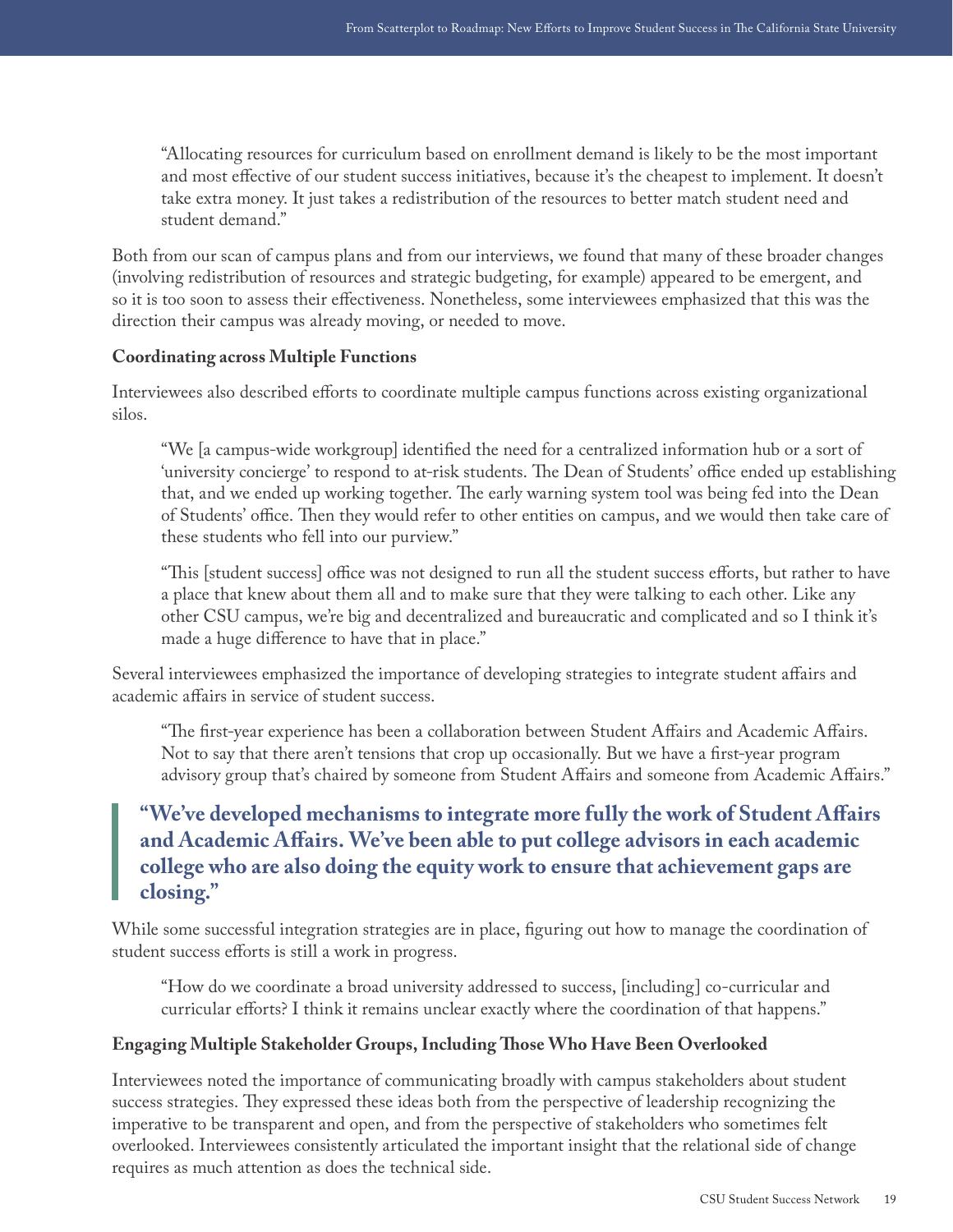> "Allocating resources for curriculum based on enrollment demand is likely to be the most important and most effective of our student success initiatives, because it's the cheapest to implement. It doesn't take extra money. It just takes a redistribution of the resources to better match student need and student demand."

Both from our scan of campus plans and from our interviews, we found that many of these broader changes (involving redistribution of resources and strategic budgeting, for example) appeared to be emergent, and so it is too soon to assess their effectiveness. Nonetheless, some interviewees emphasized that this was the direction their campus was already moving, or needed to move.

### Coordinating across Multiple Functions

Interviewees also described efforts to coordinate multiple campus functions across existing organizational silos.

> "We [a campus-wide workgroup] identified the need for a centralized information hub or a sort of 'university concierge' to respond to at-risk students. The Dean of Students' office ended up establishing that, and we ended up working together. The early warning system tool was being fed into the Dean of Students' office. Then they would refer to other entities on campus, and we would then take care of these students who fell into our purview."

> "This [student success] office was not designed to run all the student success efforts, but rather to have a place that knew about them all and to make sure that they were talking to each other. Like any other CSU campus, we're big and decentralized and bureaucratic and complicated and so I think it's made a huge difference to have that in place."

Several interviewees emphasized the importance of developing strategies to integrate student affairs and academic affairs in service of student success.

> "The first-year experience has been a collaboration between Student Affairs and Academic Affairs. Not to say that there aren't tensions that crop up occasionally. But we have a first-year program advisory group that's chaired by someone from Student Affairs and someone from Academic Affairs."

> **"We've developed mechanisms to integrate more fully the work of Student Affairs and Academic Affairs. We've been able to put college advisors in each academic college who are also doing the equity work to ensure that achievement gaps are closing."**

While some successful integration strategies are in place, figuring out how to manage the coordination of student success efforts is still a work in progress.

> "How do we coordinate a broad university addressed to success, [including] co-curricular and curricular efforts? I think it remains unclear exactly where the coordination of that happens."

### Engaging Multiple Stakeholder Groups, Including Those Who Have Been Overlooked

Interviewees noted the importance of communicating broadly with campus stakeholders about student success strategies. They expressed these ideas both from the perspective of leadership recognizing the imperative to be transparent and open, and from the perspective of stakeholders who sometimes felt overlooked. Interviewees consistently articulated the important insight that the relational side of change requires as much attention as does the technical side.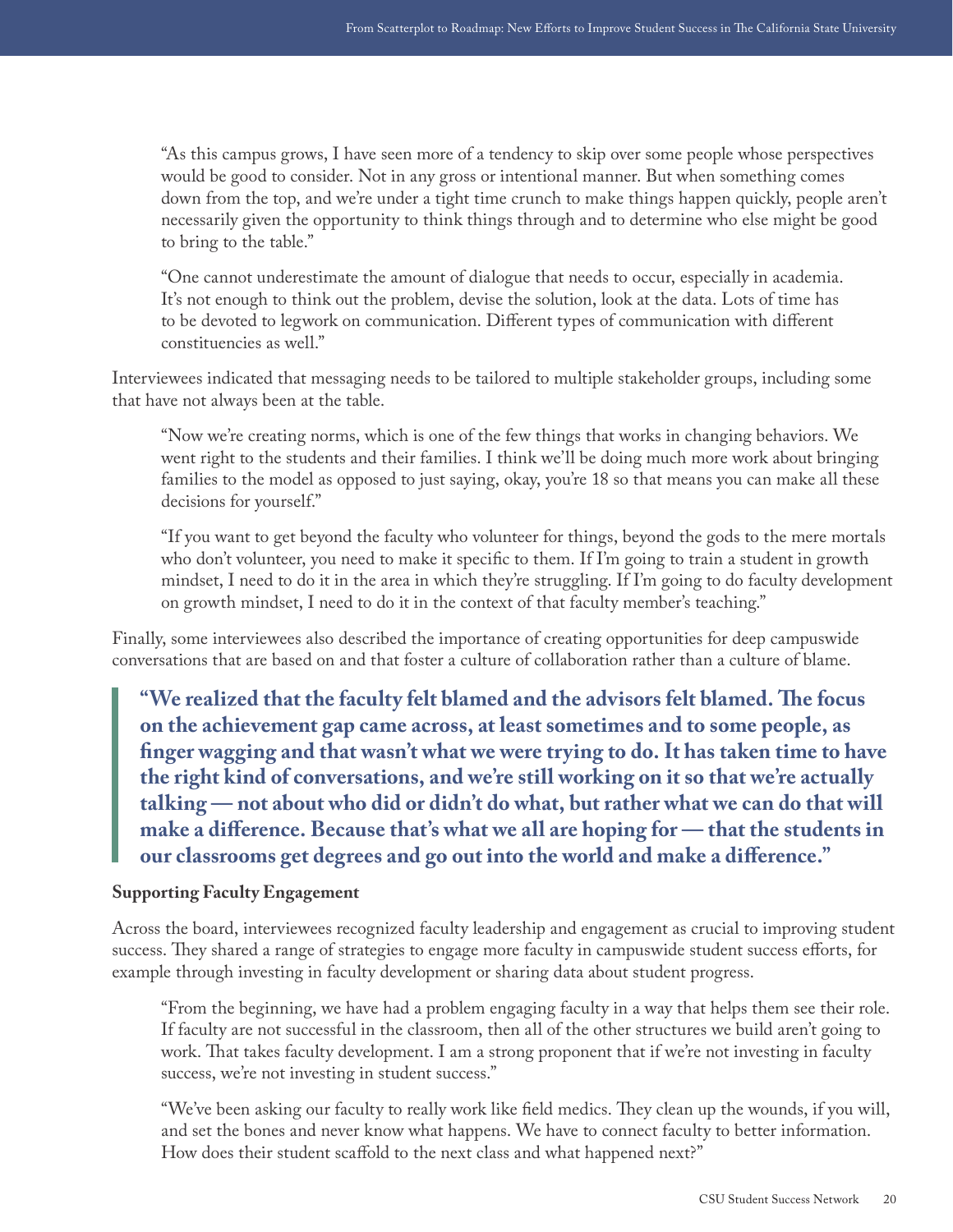> "As this campus grows, I have seen more of a tendency to skip over some people whose perspectives would be good to consider. Not in any gross or intentional manner. But when something comes down from the top, and we're under a tight time crunch to make things happen quickly, people aren't necessarily given the opportunity to think things through and to determine who else might be good to bring to the table."

> "One cannot underestimate the amount of dialogue that needs to occur, especially in academia. It's not enough to think out the problem, devise the solution, look at the data. Lots of time has to be devoted to legwork on communication. Different types of communication with different constituencies as well."

Interviewees indicated that messaging needs to be tailored to multiple stakeholder groups, including some that have not always been at the table.

> "Now we're creating norms, which is one of the few things that works in changing behaviors. We went right to the students and their families. I think we'll be doing much more work about bringing families to the model as opposed to just saying, okay, you're 18 so that means you can make all these decisions for yourself."

> "If you want to get beyond the faculty who volunteer for things, beyond the gods to the mere mortals who don't volunteer, you need to make it specific to them. If I'm going to train a student in growth mindset, I need to do it in the area in which they're struggling. If I'm going to do faculty development on growth mindset, I need to do it in the context of that faculty member's teaching."

Finally, some interviewees also described the importance of creating opportunities for deep campuswide conversations that are based on and that foster a culture of collaboration rather than a culture of blame.

> **"We realized that the faculty felt blamed and the advisors felt blamed. The focus on the achievement gap came across, at least sometimes and to some people, as finger wagging and that wasn't what we were trying to do. It has taken time to have the right kind of conversations, and we're still working on it so that we're actually talking — not about who did or didn't do what, but rather what we can do that will make a difference. Because that's what we all are hoping for — that the students in our classrooms get degrees and go out into the world and make a difference."**

### Supporting Faculty Engagement

Across the board, interviewees recognized faculty leadership and engagement as crucial to improving student success. They shared a range of strategies to engage more faculty in campuswide student success efforts, for example through investing in faculty development or sharing data about student progress.

> "From the beginning, we have had a problem engaging faculty in a way that helps them see their role. If faculty are not successful in the classroom, then all of the other structures we build aren't going to work. That takes faculty development. I am a strong proponent that if we're not investing in faculty success, we're not investing in student success."

> "We've been asking our faculty to really work like field medics. They clean up the wounds, if you will, and set the bones and never know what happens. We have to connect faculty to better information. How does their student scaffold to the next class and what happened next?"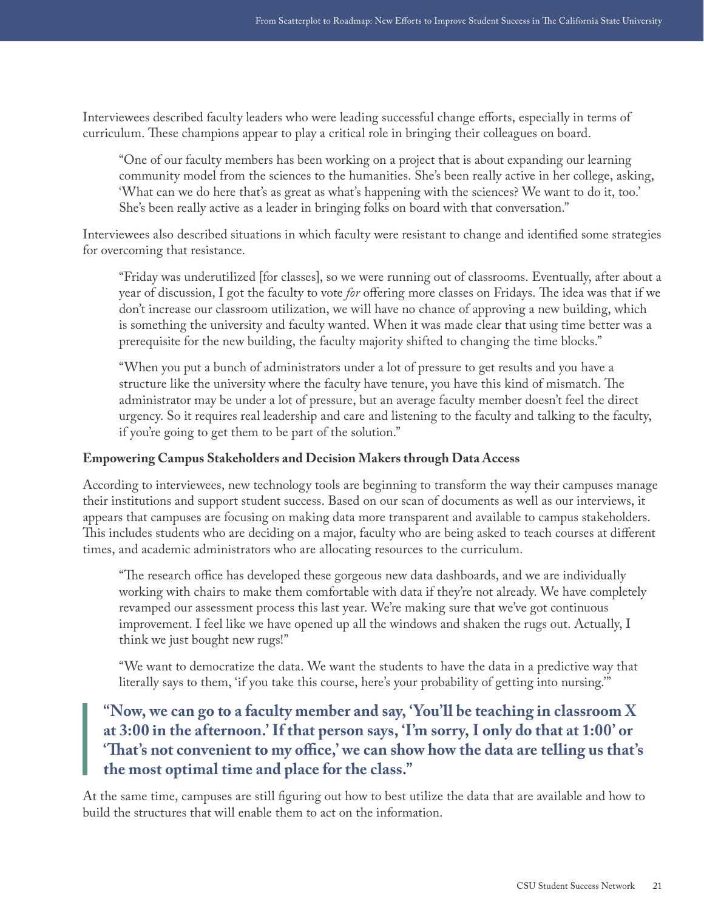Interviewees described faculty leaders who were leading successful change efforts, especially in terms of curriculum. These champions appear to play a critical role in bringing their colleagues on board.

> "One of our faculty members has been working on a project that is about expanding our learning community model from the sciences to the humanities. She's been really active in her college, asking, 'What can we do here that's as great as what's happening with the sciences? We want to do it, too.' She's been really active as a leader in bringing folks on board with that conversation."

Interviewees also described situations in which faculty were resistant to change and identified some strategies for overcoming that resistance.

> "Friday was underutilized [for classes], so we were running out of classrooms. Eventually, after about a year of discussion, I got the faculty to vote *for* offering more classes on Fridays. The idea was that if we don't increase our classroom utilization, we will have no chance of approving a new building, which is something the university and faculty wanted. When it was made clear that using time better was a prerequisite for the new building, the faculty majority shifted to changing the time blocks."

> "When you put a bunch of administrators under a lot of pressure to get results and you have a structure like the university where the faculty have tenure, you have this kind of mismatch. The administrator may be under a lot of pressure, but an average faculty member doesn't feel the direct urgency. So it requires real leadership and care and listening to the faculty and talking to the faculty, if you're going to get them to be part of the solution."

**Empowering Campus Stakeholders and Decision Makers through Data Access**

According to interviewees, new technology tools are beginning to transform the way their campuses manage their institutions and support student success. Based on our scan of documents as well as our interviews, it appears that campuses are focusing on making data more transparent and available to campus stakeholders. This includes students who are deciding on a major, faculty who are being asked to teach courses at different times, and academic administrators who are allocating resources to the curriculum.

> "The research office has developed these gorgeous new data dashboards, and we are individually working with chairs to make them comfortable with data if they're not already. We have completely revamped our assessment process this last year. We're making sure that we've got continuous improvement. I feel like we have opened up all the windows and shaken the rugs out. Actually, I think we just bought new rugs!"

> "We want to democratize the data. We want the students to have the data in a predictive way that literally says to them, 'if you take this course, here's your probability of getting into nursing.'"

> **"Now, we can go to a faculty member and say, 'You'll be teaching in classroom X at 3:00 in the afternoon.' If that person says, 'I'm sorry, I only do that at 1:00' or 'That's not convenient to my office,' we can show how the data are telling us that's the most optimal time and place for the class."**

At the same time, campuses are still figuring out how to best utilize the data that are available and how to build the structures that will enable them to act on the information.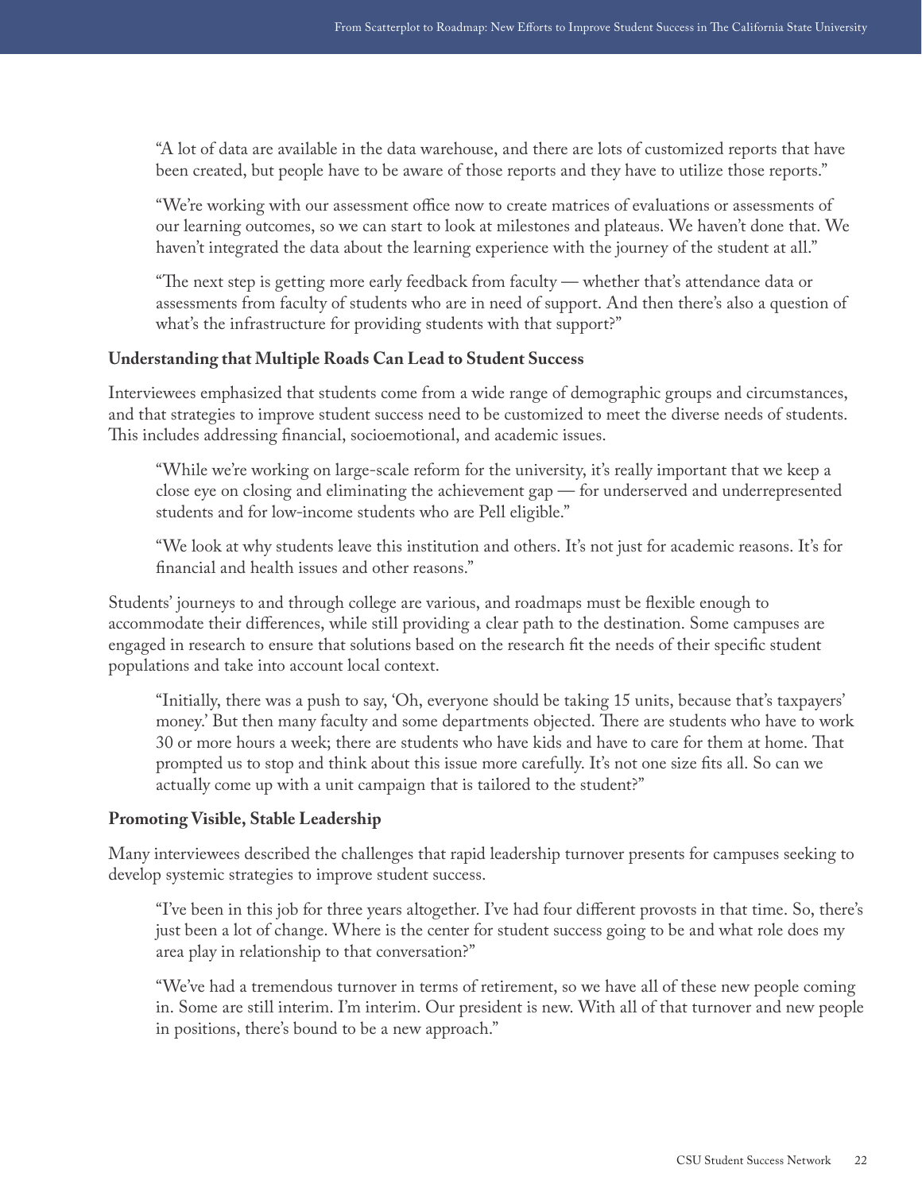> "A lot of data are available in the data warehouse, and there are lots of customized reports that have been created, but people have to be aware of those reports and they have to utilize those reports."

> "We're working with our assessment office now to create matrices of evaluations or assessments of our learning outcomes, so we can start to look at milestones and plateaus. We haven't done that. We haven't integrated the data about the learning experience with the journey of the student at all."

> "The next step is getting more early feedback from faculty — whether that's attendance data or assessments from faculty of students who are in need of support. And then there's also a question of what's the infrastructure for providing students with that support?"

**Understanding that Multiple Roads Can Lead to Student Success**

Interviewees emphasized that students come from a wide range of demographic groups and circumstances, and that strategies to improve student success need to be customized to meet the diverse needs of students. This includes addressing financial, socioemotional, and academic issues.

> "While we're working on large-scale reform for the university, it's really important that we keep a close eye on closing and eliminating the achievement gap — for underserved and underrepresented students and for low-income students who are Pell eligible."

> "We look at why students leave this institution and others. It's not just for academic reasons. It's for financial and health issues and other reasons."

Students' journeys to and through college are various, and roadmaps must be flexible enough to accommodate their differences, while still providing a clear path to the destination. Some campuses are engaged in research to ensure that solutions based on the research fit the needs of their specific student populations and take into account local context.

> "Initially, there was a push to say, 'Oh, everyone should be taking 15 units, because that's taxpayers' money.' But then many faculty and some departments objected. There are students who have to work 30 or more hours a week; there are students who have kids and have to care for them at home. That prompted us to stop and think about this issue more carefully. It's not one size fits all. So can we actually come up with a unit campaign that is tailored to the student?"

**Promoting Visible, Stable Leadership**

Many interviewees described the challenges that rapid leadership turnover presents for campuses seeking to develop systemic strategies to improve student success.

> "I've been in this job for three years altogether. I've had four different provosts in that time. So, there's just been a lot of change. Where is the center for student success going to be and what role does my area play in relationship to that conversation?"

> "We've had a tremendous turnover in terms of retirement, so we have all of these new people coming in. Some are still interim. I'm interim. Our president is new. With all of that turnover and new people in positions, there's bound to be a new approach."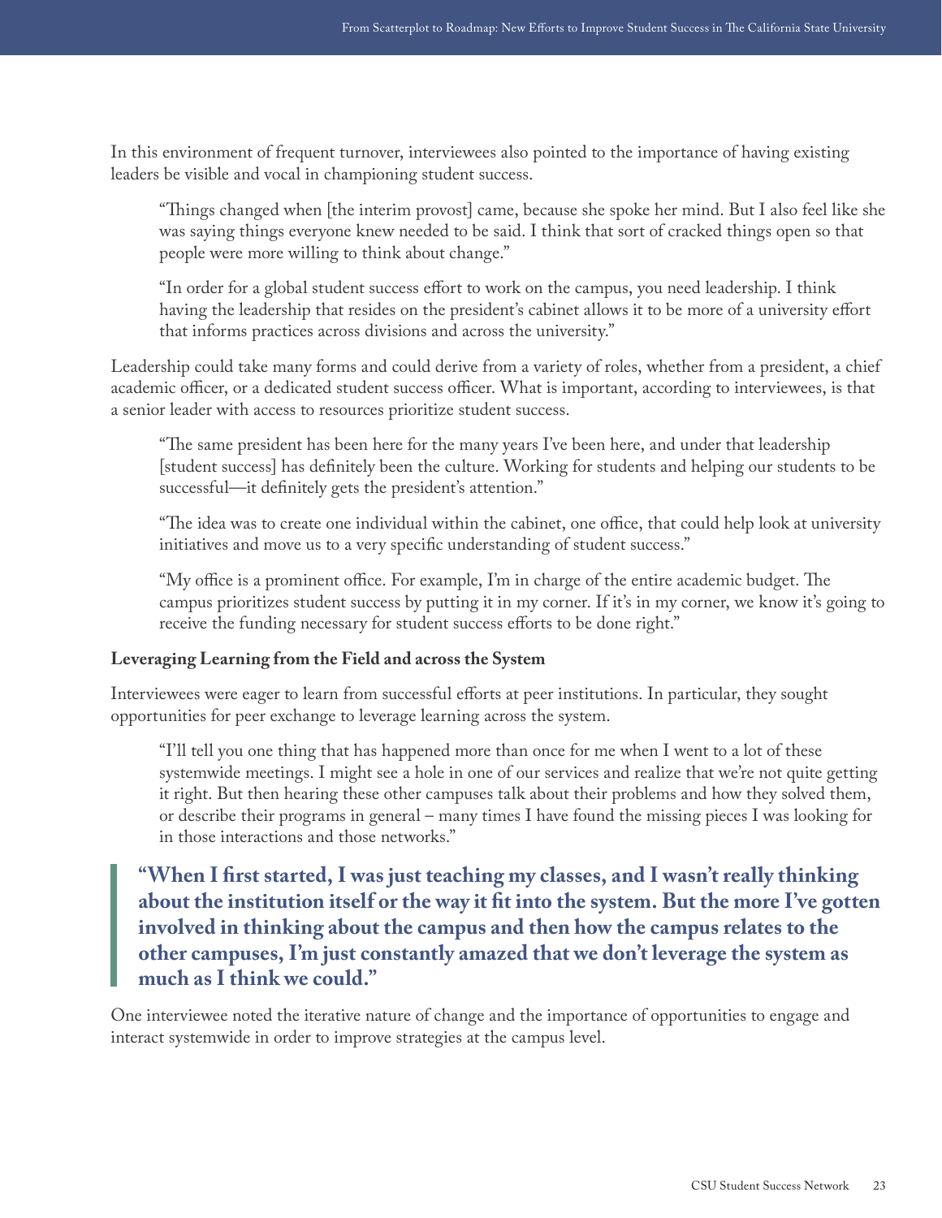In this environment of frequent turnover, interviewees also pointed to the importance of having existing leaders be visible and vocal in championing student success.

> "Things changed when [the interim provost] came, because she spoke her mind. But I also feel like she was saying things everyone knew needed to be said. I think that sort of cracked things open so that people were more willing to think about change."

> "In order for a global student success effort to work on the campus, you need leadership. I think having the leadership that resides on the president's cabinet allows it to be more of a university effort that informs practices across divisions and across the university."

Leadership could take many forms and could derive from a variety of roles, whether from a president, a chief academic officer, or a dedicated student success officer. What is important, according to interviewees, is that a senior leader with access to resources prioritize student success.

> "The same president has been here for the many years I've been here, and under that leadership [student success] has definitely been the culture. Working for students and helping our students to be successful—it definitely gets the president's attention."

> "The idea was to create one individual within the cabinet, one office, that could help look at university initiatives and move us to a very specific understanding of student success."

> "My office is a prominent office. For example, I'm in charge of the entire academic budget. The campus prioritizes student success by putting it in my corner. If it's in my corner, we know it's going to receive the funding necessary for student success efforts to be done right."

**Leveraging Learning from the Field and across the System**

Interviewees were eager to learn from successful efforts at peer institutions. In particular, they sought opportunities for peer exchange to leverage learning across the system.

> "I'll tell you one thing that has happened more than once for me when I went to a lot of these systemwide meetings. I might see a hole in one of our services and realize that we're not quite getting it right. But then hearing these other campuses talk about their problems and how they solved them, or describe their programs in general – many times I have found the missing pieces I was looking for in those interactions and those networks."

> **"When I first started, I was just teaching my classes, and I wasn't really thinking about the institution itself or the way it fit into the system. But the more I've gotten involved in thinking about the campus and then how the campus relates to the other campuses, I'm just constantly amazed that we don't leverage the system as much as I think we could."**

One interviewee noted the iterative nature of change and the importance of opportunities to engage and interact systemwide in order to improve strategies at the campus level.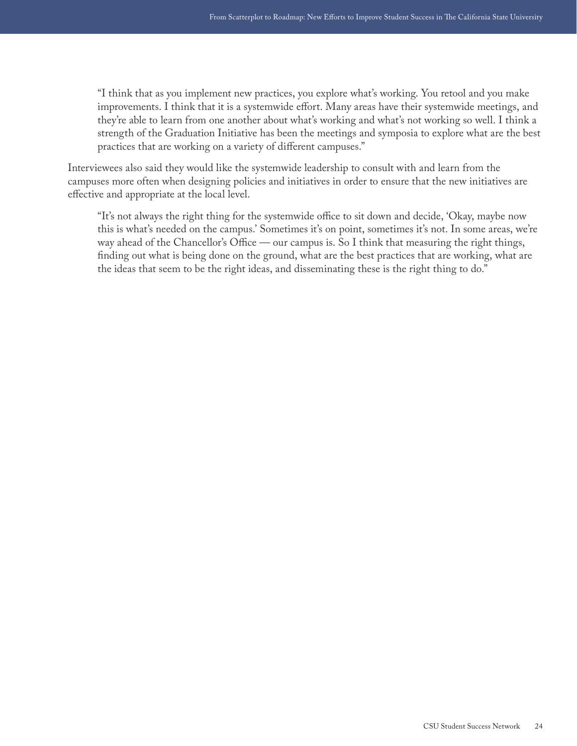> "I think that as you implement new practices, you explore what's working. You retool and you make improvements. I think that it is a systemwide effort. Many areas have their systemwide meetings, and they're able to learn from one another about what's working and what's not working so well. I think a strength of the Graduation Initiative has been the meetings and symposia to explore what are the best practices that are working on a variety of different campuses."

Interviewees also said they would like the systemwide leadership to consult with and learn from the campuses more often when designing policies and initiatives in order to ensure that the new initiatives are effective and appropriate at the local level.

> "It's not always the right thing for the systemwide office to sit down and decide, 'Okay, maybe now this is what's needed on the campus.' Sometimes it's on point, sometimes it's not. In some areas, we're way ahead of the Chancellor's Office — our campus is. So I think that measuring the right things, finding out what is being done on the ground, what are the best practices that are working, what are the ideas that seem to be the right ideas, and disseminating these is the right thing to do."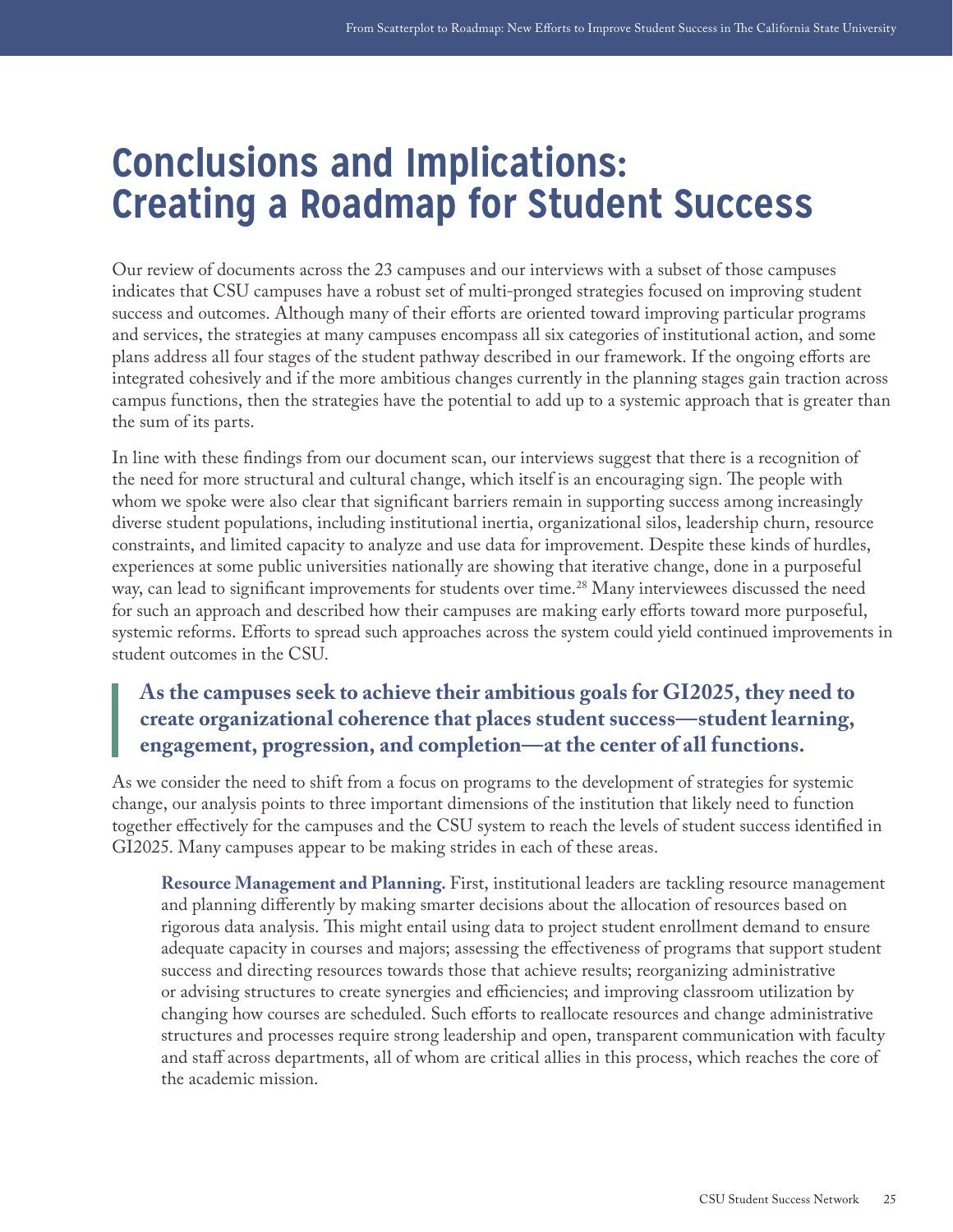# Conclusions and Implications: Creating a Roadmap for Student Success

Our review of documents across the 23 campuses and our interviews with a subset of those campuses indicates that CSU campuses have a robust set of multi-pronged strategies focused on improving student success and outcomes. Although many of their efforts are oriented toward improving particular programs and services, the strategies at many campuses encompass all six categories of institutional action, and some plans address all four stages of the student pathway described in our framework. If the ongoing efforts are integrated cohesively and if the more ambitious changes currently in the planning stages gain traction across campus functions, then the strategies have the potential to add up to a systemic approach that is greater than the sum of its parts.

In line with these findings from our document scan, our interviews suggest that there is a recognition of the need for more structural and cultural change, which itself is an encouraging sign. The people with whom we spoke were also clear that significant barriers remain in supporting success among increasingly diverse student populations, including institutional inertia, organizational silos, leadership churn, resource constraints, and limited capacity to analyze and use data for improvement. Despite these kinds of hurdles, experiences at some public universities nationally are showing that iterative change, done in a purposeful way, can lead to significant improvements for students over time.[28] Many interviewees discussed the need for such an approach and described how their campuses are making early efforts toward more purposeful, systemic reforms. Efforts to spread such approaches across the system could yield continued improvements in student outcomes in the CSU.

> **As the campuses seek to achieve their ambitious goals for GI2025, they need to create organizational coherence that places student success—student learning, engagement, progression, and completion—at the center of all functions.**

As we consider the need to shift from a focus on programs to the development of strategies for systemic change, our analysis points to three important dimensions of the institution that likely need to function together effectively for the campuses and the CSU system to reach the levels of student success identified in GI2025. Many campuses appear to be making strides in each of these areas.

**Resource Management and Planning.** First, institutional leaders are tackling resource management and planning differently by making smarter decisions about the allocation of resources based on rigorous data analysis. This might entail using data to project student enrollment demand to ensure adequate capacity in courses and majors; assessing the effectiveness of programs that support student success and directing resources towards those that achieve results; reorganizing administrative or advising structures to create synergies and efficiencies; and improving classroom utilization by changing how courses are scheduled. Such efforts to reallocate resources and change administrative structures and processes require strong leadership and open, transparent communication with faculty and staff across departments, all of whom are critical allies in this process, which reaches the core of the academic mission.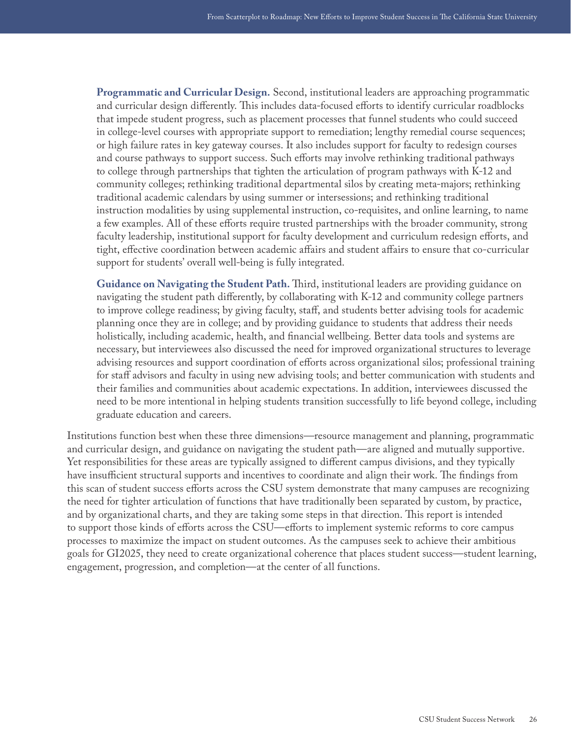**Programmatic and Curricular Design.** Second, institutional leaders are approaching programmatic and curricular design differently. This includes data-focused efforts to identify curricular roadblocks that impede student progress, such as placement processes that funnel students who could succeed in college-level courses with appropriate support to remediation; lengthy remedial course sequences; or high failure rates in key gateway courses. It also includes support for faculty to redesign courses and course pathways to support success. Such efforts may involve rethinking traditional pathways to college through partnerships that tighten the articulation of program pathways with K-12 and community colleges; rethinking traditional departmental silos by creating meta-majors; rethinking traditional academic calendars by using summer or intersessions; and rethinking traditional instruction modalities by using supplemental instruction, co-requisites, and online learning, to name a few examples. All of these efforts require trusted partnerships with the broader community, strong faculty leadership, institutional support for faculty development and curriculum redesign efforts, and tight, effective coordination between academic affairs and student affairs to ensure that co-curricular support for students' overall well-being is fully integrated.

**Guidance on Navigating the Student Path.** Third, institutional leaders are providing guidance on navigating the student path differently, by collaborating with K-12 and community college partners to improve college readiness; by giving faculty, staff, and students better advising tools for academic planning once they are in college; and by providing guidance to students that address their needs holistically, including academic, health, and financial wellbeing. Better data tools and systems are necessary, but interviewees also discussed the need for improved organizational structures to leverage advising resources and support coordination of efforts across organizational silos; professional training for staff advisors and faculty in using new advising tools; and better communication with students and their families and communities about academic expectations. In addition, interviewees discussed the need to be more intentional in helping students transition successfully to life beyond college, including graduate education and careers.

Institutions function best when these three dimensions—resource management and planning, programmatic and curricular design, and guidance on navigating the student path—are aligned and mutually supportive. Yet responsibilities for these areas are typically assigned to different campus divisions, and they typically have insufficient structural supports and incentives to coordinate and align their work. The findings from this scan of student success efforts across the CSU system demonstrate that many campuses are recognizing the need for tighter articulation of functions that have traditionally been separated by custom, by practice, and by organizational charts, and they are taking some steps in that direction. This report is intended to support those kinds of efforts across the CSU—efforts to implement systemic reforms to core campus processes to maximize the impact on student outcomes. As the campuses seek to achieve their ambitious goals for GI2025, they need to create organizational coherence that places student success—student learning, engagement, progression, and completion—at the center of all functions.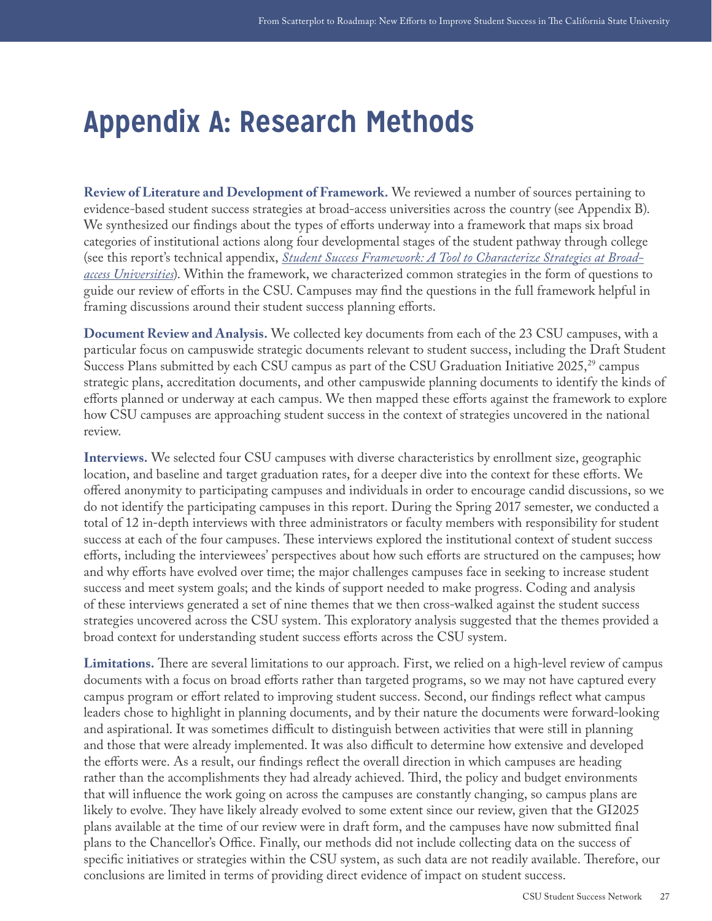# Appendix A: Research Methods

**Review of Literature and Development of Framework.** We reviewed a number of sources pertaining to evidence-based student success strategies at broad-access universities across the country (see Appendix B). We synthesized our findings about the types of efforts underway into a framework that maps six broad categories of institutional actions along four developmental stages of the student pathway through college (see this report's technical appendix, *Student Success Framework: A Tool to Characterize Strategies at Broad-access Universities*). Within the framework, we characterized common strategies in the form of questions to guide our review of efforts in the CSU. Campuses may find the questions in the full framework helpful in framing discussions around their student success planning efforts.

**Document Review and Analysis.** We collected key documents from each of the 23 CSU campuses, with a particular focus on campuswide strategic documents relevant to student success, including the Draft Student Success Plans submitted by each CSU campus as part of the CSU Graduation Initiative 2025,[29] campus strategic plans, accreditation documents, and other campuswide planning documents to identify the kinds of efforts planned or underway at each campus. We then mapped these efforts against the framework to explore how CSU campuses are approaching student success in the context of strategies uncovered in the national review.

**Interviews.** We selected four CSU campuses with diverse characteristics by enrollment size, geographic location, and baseline and target graduation rates, for a deeper dive into the context for these efforts. We offered anonymity to participating campuses and individuals in order to encourage candid discussions, so we do not identify the participating campuses in this report. During the Spring 2017 semester, we conducted a total of 12 in-depth interviews with three administrators or faculty members with responsibility for student success at each of the four campuses. These interviews explored the institutional context of student success efforts, including the interviewees' perspectives about how such efforts are structured on the campuses; how and why efforts have evolved over time; the major challenges campuses face in seeking to increase student success and meet system goals; and the kinds of support needed to make progress. Coding and analysis of these interviews generated a set of nine themes that we then cross-walked against the student success strategies uncovered across the CSU system. This exploratory analysis suggested that the themes provided a broad context for understanding student success efforts across the CSU system.

**Limitations.** There are several limitations to our approach. First, we relied on a high-level review of campus documents with a focus on broad efforts rather than targeted programs, so we may not have captured every campus program or effort related to improving student success. Second, our findings reflect what campus leaders chose to highlight in planning documents, and by their nature the documents were forward-looking and aspirational. It was sometimes difficult to distinguish between activities that were still in planning and those that were already implemented. It was also difficult to determine how extensive and developed the efforts were. As a result, our findings reflect the overall direction in which campuses are heading rather than the accomplishments they had already achieved. Third, the policy and budget environments that will influence the work going on across the campuses are constantly changing, so campus plans are likely to evolve. They have likely already evolved to some extent since our review, given that the GI2025 plans available at the time of our review were in draft form, and the campuses have now submitted final plans to the Chancellor's Office. Finally, our methods did not include collecting data on the success of specific initiatives or strategies within the CSU system, as such data are not readily available. Therefore, our conclusions are limited in terms of providing direct evidence of impact on student success.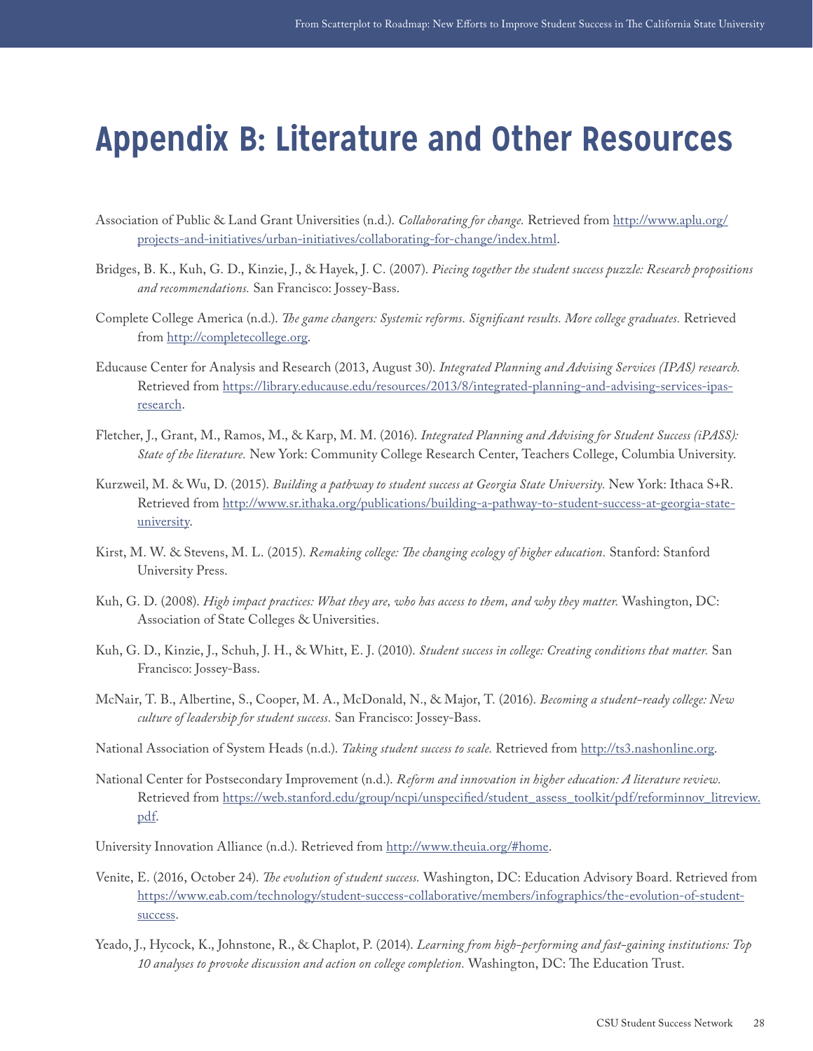# Appendix B: Literature and Other Resources

Association of Public & Land Grant Universities (n.d.). *Collaborating for change.* Retrieved from http://www.aplu.org/projects-and-initiatives/urban-initiatives/collaborating-for-change/index.html.

Bridges, B. K., Kuh, G. D., Kinzie, J., & Hayek, J. C. (2007). *Piecing together the student success puzzle: Research propositions and recommendations.* San Francisco: Jossey-Bass.

Complete College America (n.d.). *The game changers: Systemic reforms. Significant results. More college graduates.* Retrieved from http://completecollege.org.

Educause Center for Analysis and Research (2013, August 30). *Integrated Planning and Advising Services (IPAS) research.* Retrieved from https://library.educause.edu/resources/2013/8/integrated-planning-and-advising-services-ipas-research.

Fletcher, J., Grant, M., Ramos, M., & Karp, M. M. (2016). *Integrated Planning and Advising for Student Success (iPASS): State of the literature.* New York: Community College Research Center, Teachers College, Columbia University.

Kurzweil, M. & Wu, D. (2015). *Building a pathway to student success at Georgia State University.* New York: Ithaca S+R. Retrieved from http://www.sr.ithaka.org/publications/building-a-pathway-to-student-success-at-georgia-state-university.

Kirst, M. W. & Stevens, M. L. (2015). *Remaking college: The changing ecology of higher education.* Stanford: Stanford University Press.

Kuh, G. D. (2008). *High impact practices: What they are, who has access to them, and why they matter.* Washington, DC: Association of State Colleges & Universities.

Kuh, G. D., Kinzie, J., Schuh, J. H., & Whitt, E. J. (2010). *Student success in college: Creating conditions that matter.* San Francisco: Jossey-Bass.

McNair, T. B., Albertine, S., Cooper, M. A., McDonald, N., & Major, T. (2016). *Becoming a student-ready college: New culture of leadership for student success.* San Francisco: Jossey-Bass.

National Association of System Heads (n.d.). *Taking student success to scale.* Retrieved from http://ts3.nashonline.org.

National Center for Postsecondary Improvement (n.d.). *Reform and innovation in higher education: A literature review.* Retrieved from https://web.stanford.edu/group/ncpi/unspecified/student_assess_toolkit/pdf/reforminnov_litreview.pdf.

University Innovation Alliance (n.d.). Retrieved from http://www.theuia.org/#home.

Venite, E. (2016, October 24). *The evolution of student success.* Washington, DC: Education Advisory Board. Retrieved from https://www.eab.com/technology/student-success-collaborative/members/infographics/the-evolution-of-student-success.

Yeado, J., Hycock, K., Johnstone, R., & Chaplot, P. (2014). *Learning from high-performing and fast-gaining institutions: Top 10 analyses to provoke discussion and action on college completion.* Washington, DC: The Education Trust.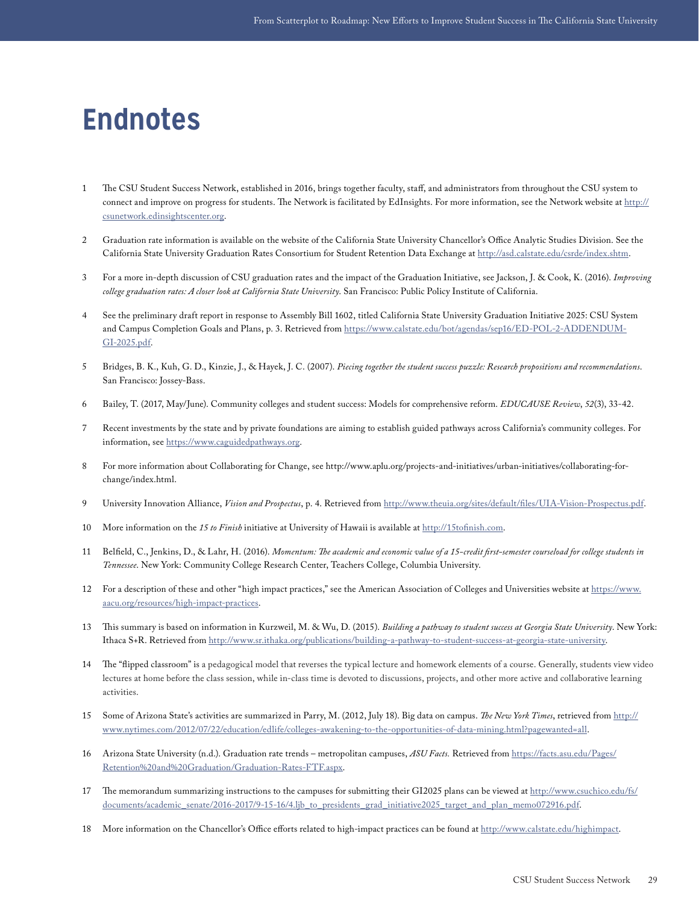# Endnotes

1 The CSU Student Success Network, established in 2016, brings together faculty, staff, and administrators from throughout the CSU system to connect and improve on progress for students. The Network is facilitated by EdInsights. For more information, see the Network website at http://csunetwork.edinsightscenter.org.

2 Graduation rate information is available on the website of the California State University Chancellor's Office Analytic Studies Division. See the California State University Graduation Rates Consortium for Student Retention Data Exchange at http://asd.calstate.edu/csrde/index.shtm.

3 For a more in-depth discussion of CSU graduation rates and the impact of the Graduation Initiative, see Jackson, J. & Cook, K. (2016). *Improving college graduation rates: A closer look at California State University.* San Francisco: Public Policy Institute of California.

4 See the preliminary draft report in response to Assembly Bill 1602, titled California State University Graduation Initiative 2025: CSU System and Campus Completion Goals and Plans, p. 3. Retrieved from https://www.calstate.edu/bot/agendas/sep16/ED-POL-2-ADDENDUM-GI-2025.pdf.

5 Bridges, B. K., Kuh, G. D., Kinzie, J., & Hayek, J. C. (2007). *Piecing together the student success puzzle: Research propositions and recommendations*. San Francisco: Jossey-Bass.

6 Bailey, T. (2017, May/June). Community colleges and student success: Models for comprehensive reform. *EDUCAUSE Review*, *52*(3), 33-42.

7 Recent investments by the state and by private foundations are aiming to establish guided pathways across California's community colleges. For information, see https://www.caguidedpathways.org.

8 For more information about Collaborating for Change, see http://www.aplu.org/projects-and-initiatives/urban-initiatives/collaborating-for-change/index.html.

9 University Innovation Alliance, *Vision and Prospectus*, p. 4. Retrieved from http://www.theuia.org/sites/default/files/UIA-Vision-Prospectus.pdf.

10 More information on the *15 to Finish* initiative at University of Hawaii is available at http://15tofinish.com.

11 Belfield, C., Jenkins, D., & Lahr, H. (2016). *Momentum: The academic and economic value of a 15-credit first-semester courseload for college students in Tennessee*. New York: Community College Research Center, Teachers College, Columbia University.

12 For a description of these and other "high impact practices," see the American Association of Colleges and Universities website at https://www.aacu.org/resources/high-impact-practices.

13 This summary is based on information in Kurzweil, M. & Wu, D. (2015). *Building a pathway to student success at Georgia State University*. New York: Ithaca S+R. Retrieved from http://www.sr.ithaka.org/publications/building-a-pathway-to-student-success-at-georgia-state-university.

14 The "flipped classroom" is a pedagogical model that reverses the typical lecture and homework elements of a course. Generally, students view video lectures at home before the class session, while in-class time is devoted to discussions, projects, and other more active and collaborative learning activities.

15 Some of Arizona State's activities are summarized in Parry, M. (2012, July 18). Big data on campus. *The New York Times*, retrieved from http://www.nytimes.com/2012/07/22/education/edlife/colleges-awakening-to-the-opportunities-of-data-mining.html?pagewanted=all.

16 Arizona State University (n.d.). Graduation rate trends – metropolitan campuses, *ASU Facts.* Retrieved from https://facts.asu.edu/Pages/Retention%20and%20Graduation/Graduation-Rates-FTF.aspx.

17 The memorandum summarizing instructions to the campuses for submitting their GI2025 plans can be viewed at http://www.csuchico.edu/fs/documents/academic_senate/2016-2017/9-15-16/4.ljb_to_presidents_grad_initiative2025_target_and_plan_memo072916.pdf.

18 More information on the Chancellor's Office efforts related to high-impact practices can be found at http://www.calstate.edu/highimpact.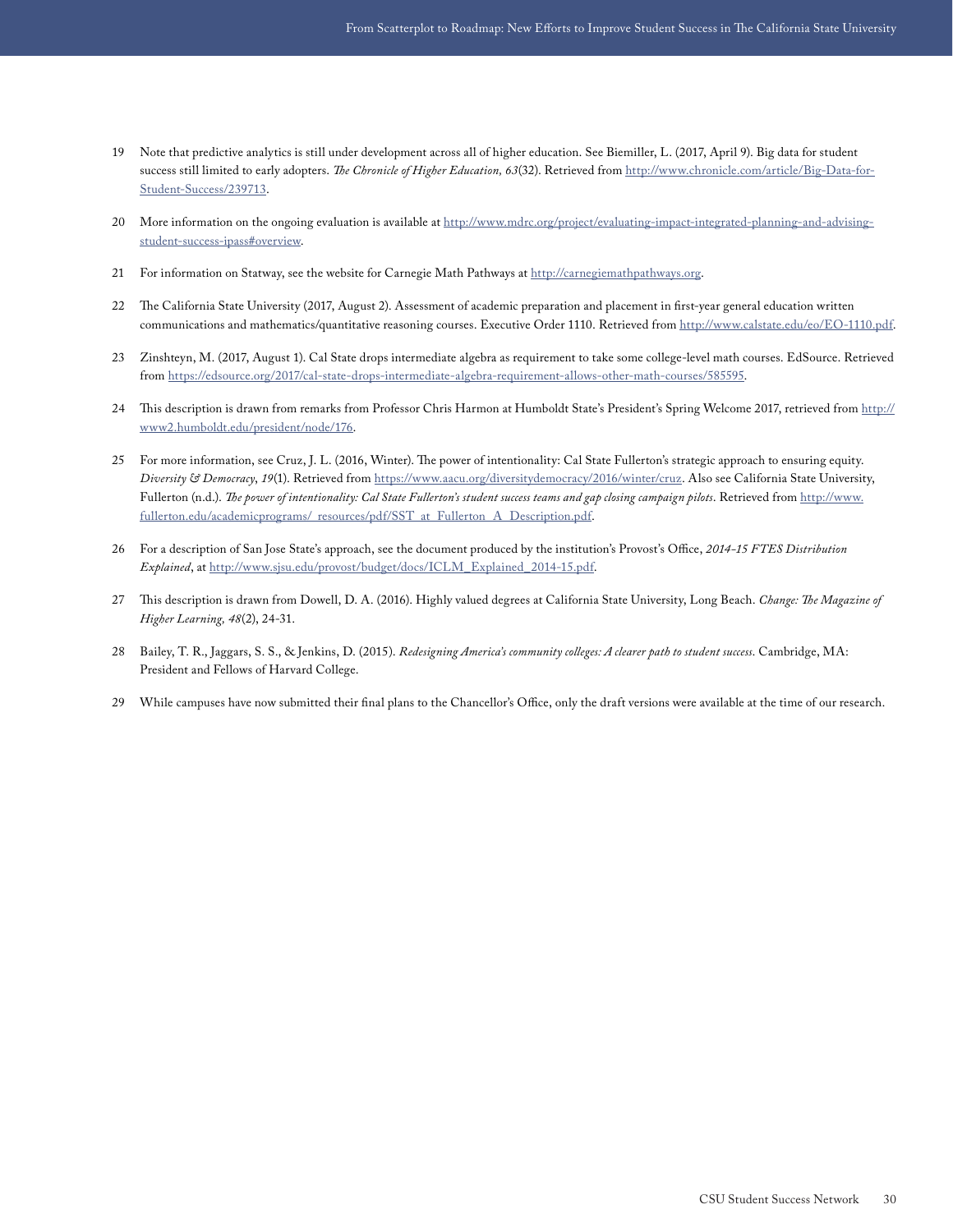19 Note that predictive analytics is still under development across all of higher education. See Biemiller, L. (2017, April 9). Big data for student success still limited to early adopters. *The Chronicle of Higher Education, 63*(32). Retrieved from http://www.chronicle.com/article/Big-Data-for-Student-Success/239713.

20 More information on the ongoing evaluation is available at http://www.mdrc.org/project/evaluating-impact-integrated-planning-and-advising-student-success-ipass#overview.

21 For information on Statway, see the website for Carnegie Math Pathways at http://carnegiemathpathways.org.

22 The California State University (2017, August 2). Assessment of academic preparation and placement in first-year general education written communications and mathematics/quantitative reasoning courses. Executive Order 1110. Retrieved from http://www.calstate.edu/eo/EO-1110.pdf.

23 Zinshteyn, M. (2017, August 1). Cal State drops intermediate algebra as requirement to take some college-level math courses. EdSource. Retrieved from https://edsource.org/2017/cal-state-drops-intermediate-algebra-requirement-allows-other-math-courses/585595.

24 This description is drawn from remarks from Professor Chris Harmon at Humboldt State's President's Spring Welcome 2017, retrieved from http://www2.humboldt.edu/president/node/176.

25 For more information, see Cruz, J. L. (2016, Winter). The power of intentionality: Cal State Fullerton's strategic approach to ensuring equity. *Diversity & Democracy*, *19*(1). Retrieved from https://www.aacu.org/diversitydemocracy/2016/winter/cruz. Also see California State University, Fullerton (n.d.). *The power of intentionality: Cal State Fullerton's student success teams and gap closing campaign pilots*. Retrieved from http://www.fullerton.edu/academicprograms/_resources/pdf/SST_at_Fullerton_A_Description.pdf.

26 For a description of San Jose State's approach, see the document produced by the institution's Provost's Office, *2014-15 FTES Distribution Explained*, at http://www.sjsu.edu/provost/budget/docs/ICLM_Explained_2014-15.pdf.

27 This description is drawn from Dowell, D. A. (2016). Highly valued degrees at California State University, Long Beach. *Change: The Magazine of Higher Learning, 48*(2), 24-31.

28 Bailey, T. R., Jaggars, S. S., & Jenkins, D. (2015). *Redesigning America's community colleges: A clearer path to student success*. Cambridge, MA: President and Fellows of Harvard College.

29 While campuses have now submitted their final plans to the Chancellor's Office, only the draft versions were available at the time of our research.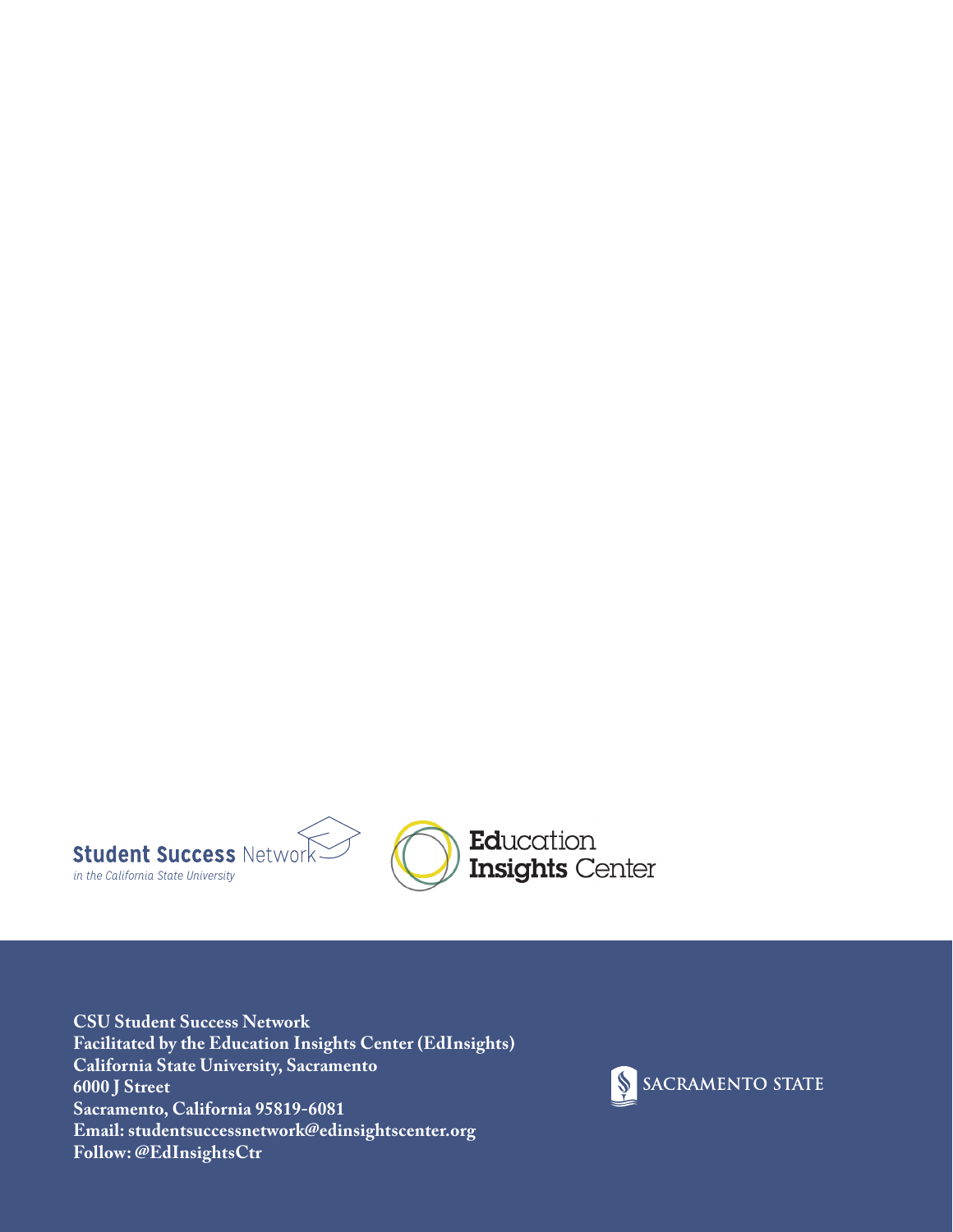Student Success Network
*in the California State University*

Education Insights Center

**CSU Student Success Network**
**Facilitated by the Education Insights Center (EdInsights)**
**California State University, Sacramento**
**6000 J Street**
**Sacramento, California 95819-6081**
**Email: studentsuccessnetwork@edinsightscenter.org**
**Follow: @EdInsightsCtr**

SACRAMENTO STATE